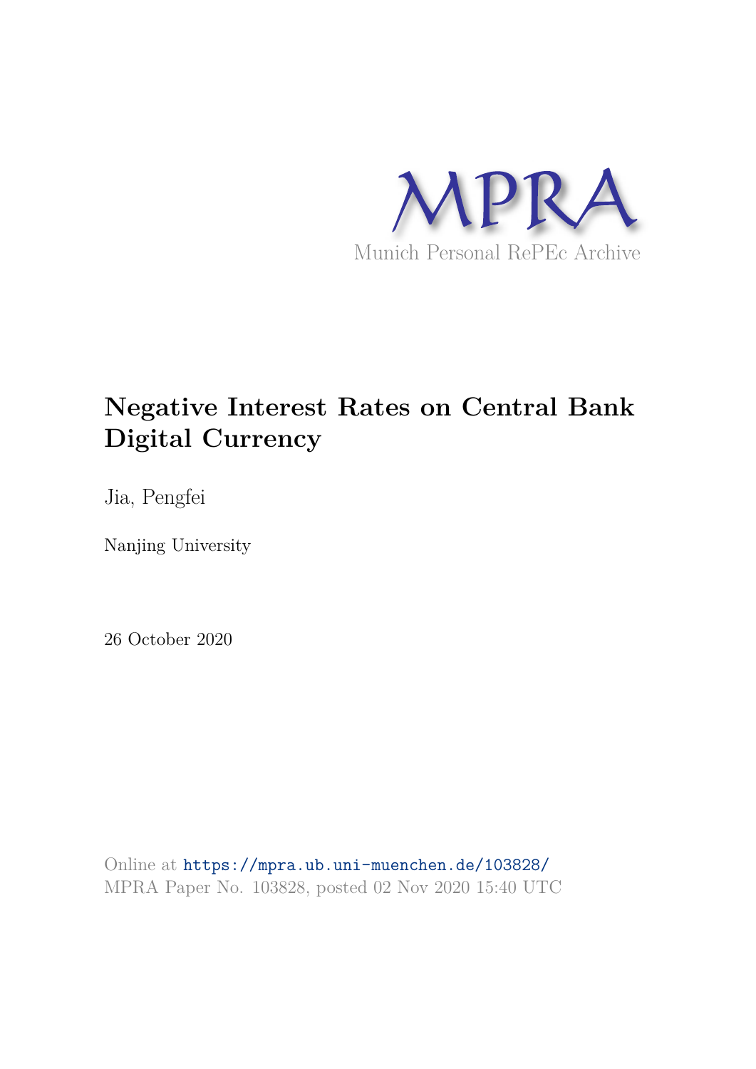MPRA

Munich Personal RePEc Archive

# Negative Interest Rates on Central Bank Digital Currency

Jia, Pengfei

Nanjing University

26 October 2020

Online at https://mpra.ub.uni-muenchen.de/103828/
MPRA Paper No. 103828, posted 02 Nov 2020 15:40 UTC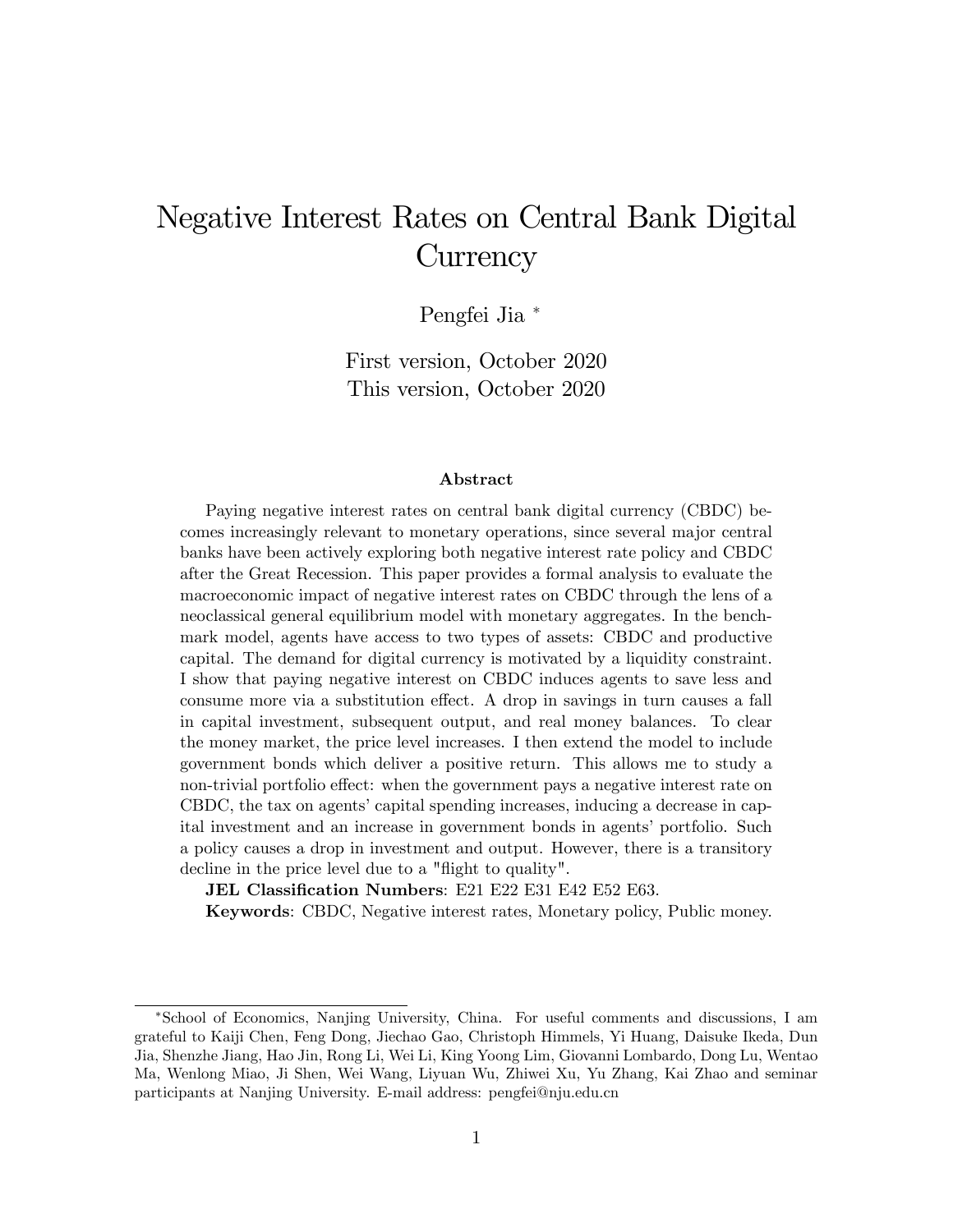# Negative Interest Rates on Central Bank Digital Currency

Pengfei Jia [*]

First version, October 2020
This version, October 2020

### Abstract

Paying negative interest rates on central bank digital currency (CBDC) becomes increasingly relevant to monetary operations, since several major central banks have been actively exploring both negative interest rate policy and CBDC after the Great Recession. This paper provides a formal analysis to evaluate the macroeconomic impact of negative interest rates on CBDC through the lens of a neoclassical general equilibrium model with monetary aggregates. In the benchmark model, agents have access to two types of assets: CBDC and productive capital. The demand for digital currency is motivated by a liquidity constraint. I show that paying negative interest on CBDC induces agents to save less and consume more via a substitution effect. A drop in savings in turn causes a fall in capital investment, subsequent output, and real money balances. To clear the money market, the price level increases. I then extend the model to include government bonds which deliver a positive return. This allows me to study a non-trivial portfolio effect: when the government pays a negative interest rate on CBDC, the tax on agents' capital spending increases, inducing a decrease in capital investment and an increase in government bonds in agents' portfolio. Such a policy causes a drop in investment and output. However, there is a transitory decline in the price level due to a "flight to quality".

**JEL Classification Numbers**: E21 E22 E31 E42 E52 E63.

**Keywords**: CBDC, Negative interest rates, Monetary policy, Public money.

---

[*] School of Economics, Nanjing University, China. For useful comments and discussions, I am grateful to Kaiji Chen, Feng Dong, Jiechao Gao, Christoph Himmels, Yi Huang, Daisuke Ikeda, Dun Jia, Shenzhe Jiang, Hao Jin, Rong Li, Wei Li, King Yoong Lim, Giovanni Lombardo, Dong Lu, Wentao Ma, Wenlong Miao, Ji Shen, Wei Wang, Liyuan Wu, Zhiwei Xu, Yu Zhang, Kai Zhao and seminar participants at Nanjing University. E-mail address: pengfei@nju.edu.cn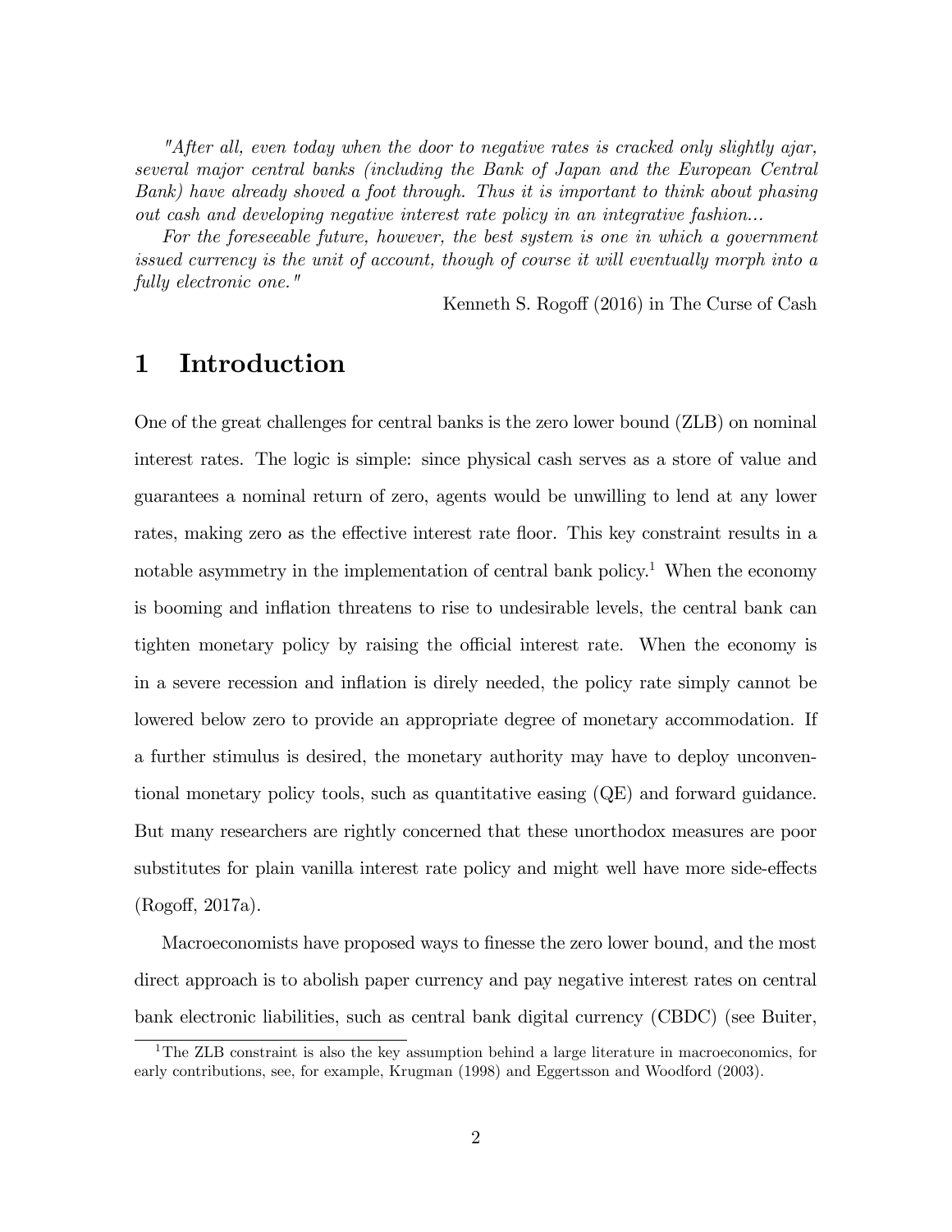*"After all, even today when the door to negative rates is cracked only slightly ajar, several major central banks (including the Bank of Japan and the European Central Bank) have already shoved a foot through. Thus it is important to think about phasing out cash and developing negative interest rate policy in an integrative fashion...*

*For the foreseeable future, however, the best system is one in which a government issued currency is the unit of account, though of course it will eventually morph into a fully electronic one."*

Kenneth S. Rogoff (2016) in The Curse of Cash

# 1 Introduction

One of the great challenges for central banks is the zero lower bound (ZLB) on nominal interest rates. The logic is simple: since physical cash serves as a store of value and guarantees a nominal return of zero, agents would be unwilling to lend at any lower rates, making zero as the effective interest rate floor. This key constraint results in a notable asymmetry in the implementation of central bank policy.[1] When the economy is booming and inflation threatens to rise to undesirable levels, the central bank can tighten monetary policy by raising the official interest rate. When the economy is in a severe recession and inflation is direly needed, the policy rate simply cannot be lowered below zero to provide an appropriate degree of monetary accommodation. If a further stimulus is desired, the monetary authority may have to deploy unconventional monetary policy tools, such as quantitative easing (QE) and forward guidance. But many researchers are rightly concerned that these unorthodox measures are poor substitutes for plain vanilla interest rate policy and might well have more side-effects (Rogoff, 2017a).

Macroeconomists have proposed ways to finesse the zero lower bound, and the most direct approach is to abolish paper currency and pay negative interest rates on central bank electronic liabilities, such as central bank digital currency (CBDC) (see Buiter,

[1] The ZLB constraint is also the key assumption behind a large literature in macroeconomics, for early contributions, see, for example, Krugman (1998) and Eggertsson and Woodford (2003).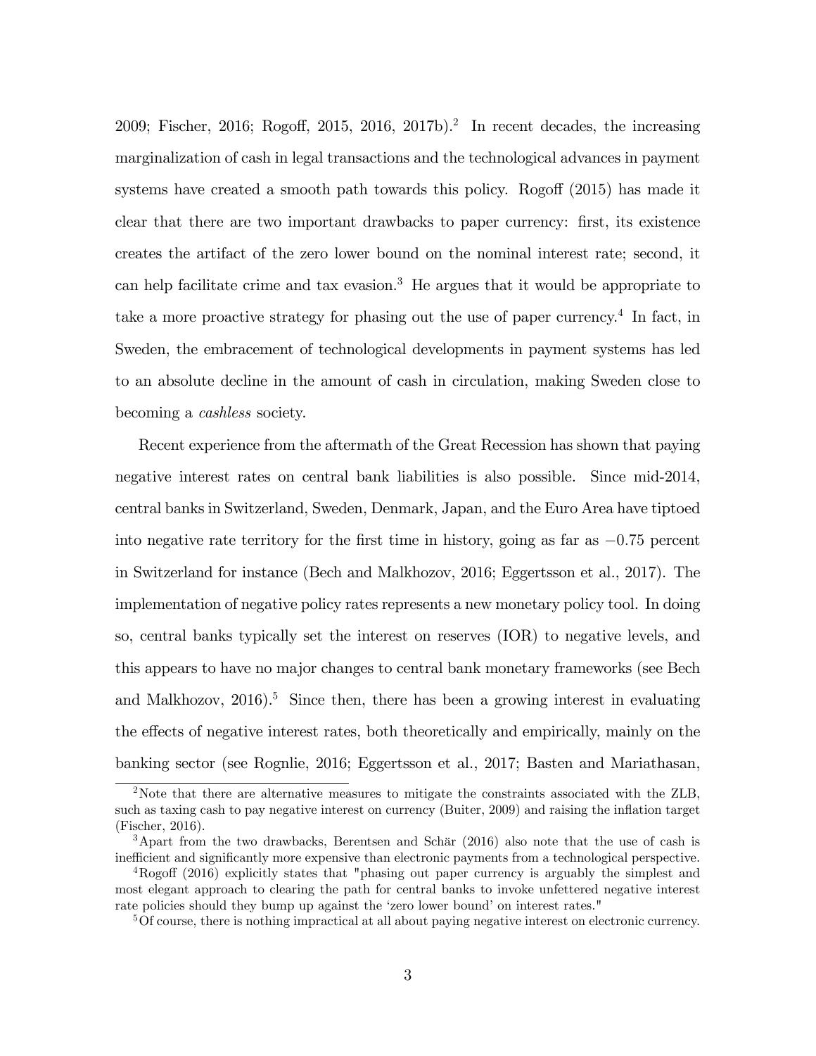2009; Fischer, 2016; Rogoff, 2015, 2016, 2017b).[2] In recent decades, the increasing marginalization of cash in legal transactions and the technological advances in payment systems have created a smooth path towards this policy. Rogoff (2015) has made it clear that there are two important drawbacks to paper currency: first, its existence creates the artifact of the zero lower bound on the nominal interest rate; second, it can help facilitate crime and tax evasion.[3] He argues that it would be appropriate to take a more proactive strategy for phasing out the use of paper currency.[4] In fact, in Sweden, the embracement of technological developments in payment systems has led to an absolute decline in the amount of cash in circulation, making Sweden close to becoming a *cashless* society.

Recent experience from the aftermath of the Great Recession has shown that paying negative interest rates on central bank liabilities is also possible. Since mid-2014, central banks in Switzerland, Sweden, Denmark, Japan, and the Euro Area have tiptoed into negative rate territory for the first time in history, going as far as $-0.75$ percent in Switzerland for instance (Bech and Malkhozov, 2016; Eggertsson et al., 2017). The implementation of negative policy rates represents a new monetary policy tool. In doing so, central banks typically set the interest on reserves (IOR) to negative levels, and this appears to have no major changes to central bank monetary frameworks (see Bech and Malkhozov, 2016).[5] Since then, there has been a growing interest in evaluating the effects of negative interest rates, both theoretically and empirically, mainly on the banking sector (see Rognlie, 2016; Eggertsson et al., 2017; Basten and Mariathasan,

---

[2] Note that there are alternative measures to mitigate the constraints associated with the ZLB, such as taxing cash to pay negative interest on currency (Buiter, 2009) and raising the inflation target (Fischer, 2016).

[3] Apart from the two drawbacks, Berentsen and Schär (2016) also note that the use of cash is inefficient and significantly more expensive than electronic payments from a technological perspective.

[4] Rogoff (2016) explicitly states that "phasing out paper currency is arguably the simplest and most elegant approach to clearing the path for central banks to invoke unfettered negative interest rate policies should they bump up against the 'zero lower bound' on interest rates."

[5] Of course, there is nothing impractical at all about paying negative interest on electronic currency.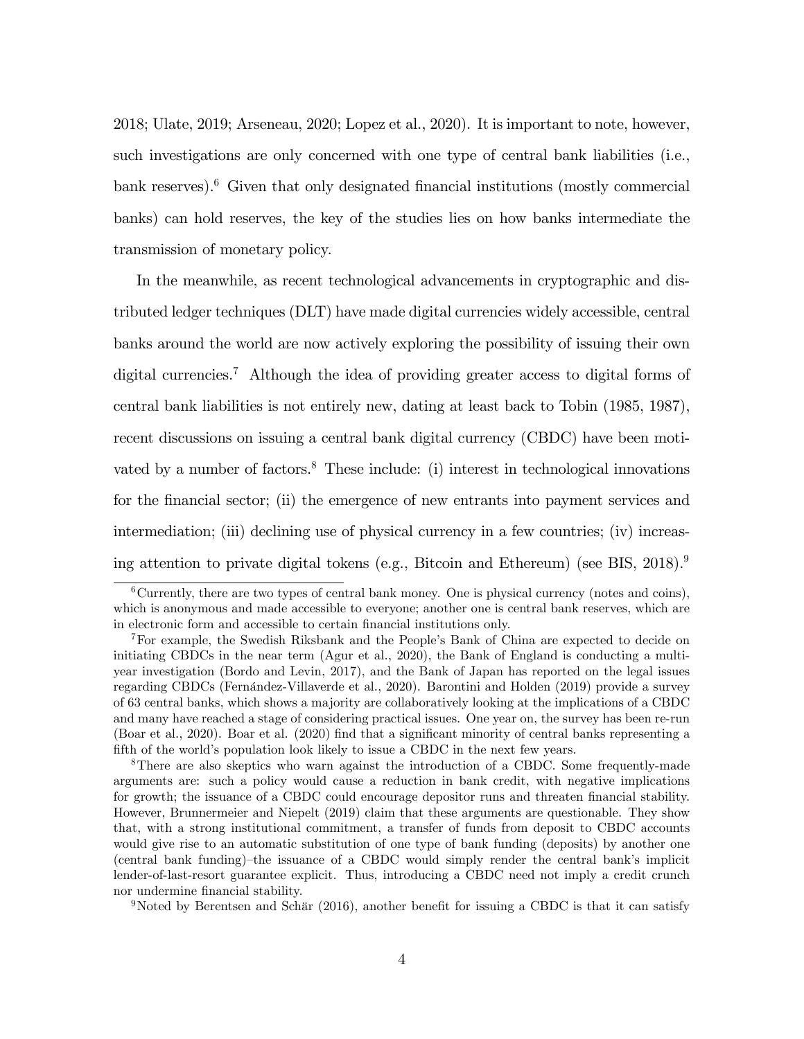2018; Ulate, 2019; Arseneau, 2020; Lopez et al., 2020). It is important to note, however, such investigations are only concerned with one type of central bank liabilities (i.e., bank reserves).[6] Given that only designated financial institutions (mostly commercial banks) can hold reserves, the key of the studies lies on how banks intermediate the transmission of monetary policy.

In the meanwhile, as recent technological advancements in cryptographic and distributed ledger techniques (DLT) have made digital currencies widely accessible, central banks around the world are now actively exploring the possibility of issuing their own digital currencies.[7] Although the idea of providing greater access to digital forms of central bank liabilities is not entirely new, dating at least back to Tobin (1985, 1987), recent discussions on issuing a central bank digital currency (CBDC) have been motivated by a number of factors.[8] These include: (i) interest in technological innovations for the financial sector; (ii) the emergence of new entrants into payment services and intermediation; (iii) declining use of physical currency in a few countries; (iv) increasing attention to private digital tokens (e.g., Bitcoin and Ethereum) (see BIS, 2018).[9]

[6] Currently, there are two types of central bank money. One is physical currency (notes and coins), which is anonymous and made accessible to everyone; another one is central bank reserves, which are in electronic form and accessible to certain financial institutions only.

[7] For example, the Swedish Riksbank and the People's Bank of China are expected to decide on initiating CBDCs in the near term (Agur et al., 2020), the Bank of England is conducting a multi-year investigation (Bordo and Levin, 2017), and the Bank of Japan has reported on the legal issues regarding CBDCs (Fernández-Villaverde et al., 2020). Barontini and Holden (2019) provide a survey of 63 central banks, which shows a majority are collaboratively looking at the implications of a CBDC and many have reached a stage of considering practical issues. One year on, the survey has been re-run (Boar et al., 2020). Boar et al. (2020) find that a significant minority of central banks representing a fifth of the world's population look likely to issue a CBDC in the next few years.

[8] There are also skeptics who warn against the introduction of a CBDC. Some frequently-made arguments are: such a policy would cause a reduction in bank credit, with negative implications for growth; the issuance of a CBDC could encourage depositor runs and threaten financial stability. However, Brunnermeier and Niepelt (2019) claim that these arguments are questionable. They show that, with a strong institutional commitment, a transfer of funds from deposit to CBDC accounts would give rise to an automatic substitution of one type of bank funding (deposits) by another one (central bank funding)–the issuance of a CBDC would simply render the central bank's implicit lender-of-last-resort guarantee explicit. Thus, introducing a CBDC need not imply a credit crunch nor undermine financial stability.

[9] Noted by Berentsen and Schär (2016), another benefit for issuing a CBDC is that it can satisfy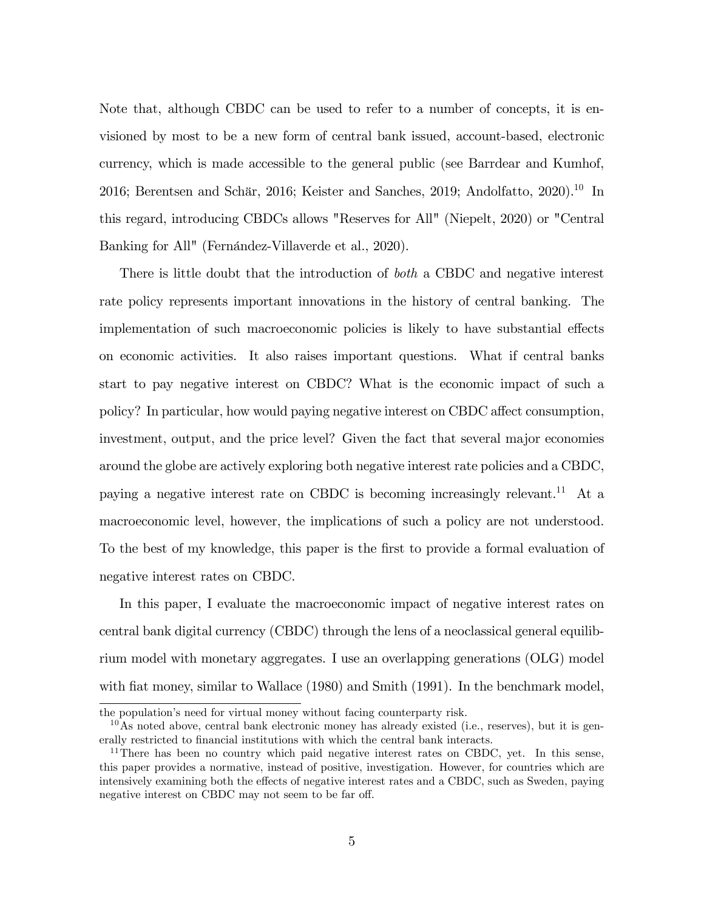Note that, although CBDC can be used to refer to a number of concepts, it is envisioned by most to be a new form of central bank issued, account-based, electronic currency, which is made accessible to the general public (see Barrdear and Kumhof, 2016; Berentsen and Schär, 2016; Keister and Sanches, 2019; Andolfatto, 2020).[10] In this regard, introducing CBDCs allows "Reserves for All" (Niepelt, 2020) or "Central Banking for All" (Fernández-Villaverde et al., 2020).

There is little doubt that the introduction of *both* a CBDC and negative interest rate policy represents important innovations in the history of central banking. The implementation of such macroeconomic policies is likely to have substantial effects on economic activities. It also raises important questions. What if central banks start to pay negative interest on CBDC? What is the economic impact of such a policy? In particular, how would paying negative interest on CBDC affect consumption, investment, output, and the price level? Given the fact that several major economies around the globe are actively exploring both negative interest rate policies and a CBDC, paying a negative interest rate on CBDC is becoming increasingly relevant.[11] At a macroeconomic level, however, the implications of such a policy are not understood. To the best of my knowledge, this paper is the first to provide a formal evaluation of negative interest rates on CBDC.

In this paper, I evaluate the macroeconomic impact of negative interest rates on central bank digital currency (CBDC) through the lens of a neoclassical general equilibrium model with monetary aggregates. I use an overlapping generations (OLG) model with fiat money, similar to Wallace (1980) and Smith (1991). In the benchmark model,

---

the population's need for virtual money without facing counterparty risk.

[10] As noted above, central bank electronic money has already existed (i.e., reserves), but it is generally restricted to financial institutions with which the central bank interacts.

[11] There has been no country which paid negative interest rates on CBDC, yet. In this sense, this paper provides a normative, instead of positive, investigation. However, for countries which are intensively examining both the effects of negative interest rates and a CBDC, such as Sweden, paying negative interest on CBDC may not seem to be far off.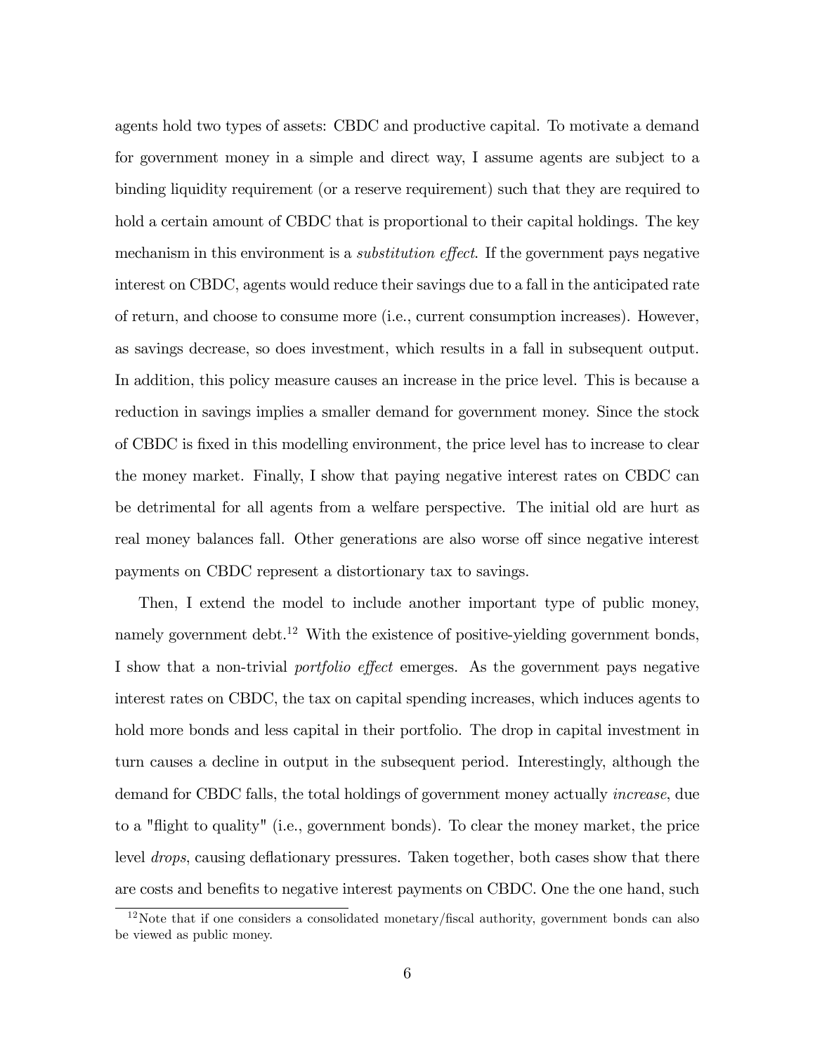agents hold two types of assets: CBDC and productive capital. To motivate a demand for government money in a simple and direct way, I assume agents are subject to a binding liquidity requirement (or a reserve requirement) such that they are required to hold a certain amount of CBDC that is proportional to their capital holdings. The key mechanism in this environment is a *substitution effect*. If the government pays negative interest on CBDC, agents would reduce their savings due to a fall in the anticipated rate of return, and choose to consume more (i.e., current consumption increases). However, as savings decrease, so does investment, which results in a fall in subsequent output. In addition, this policy measure causes an increase in the price level. This is because a reduction in savings implies a smaller demand for government money. Since the stock of CBDC is fixed in this modelling environment, the price level has to increase to clear the money market. Finally, I show that paying negative interest rates on CBDC can be detrimental for all agents from a welfare perspective. The initial old are hurt as real money balances fall. Other generations are also worse off since negative interest payments on CBDC represent a distortionary tax to savings.

Then, I extend the model to include another important type of public money, namely government debt.[12] With the existence of positive-yielding government bonds, I show that a non-trivial *portfolio effect* emerges. As the government pays negative interest rates on CBDC, the tax on capital spending increases, which induces agents to hold more bonds and less capital in their portfolio. The drop in capital investment in turn causes a decline in output in the subsequent period. Interestingly, although the demand for CBDC falls, the total holdings of government money actually *increase*, due to a "flight to quality" (i.e., government bonds). To clear the money market, the price level *drops*, causing deflationary pressures. Taken together, both cases show that there are costs and benefits to negative interest payments on CBDC. One the one hand, such

[12] Note that if one considers a consolidated monetary/fiscal authority, government bonds can also be viewed as public money.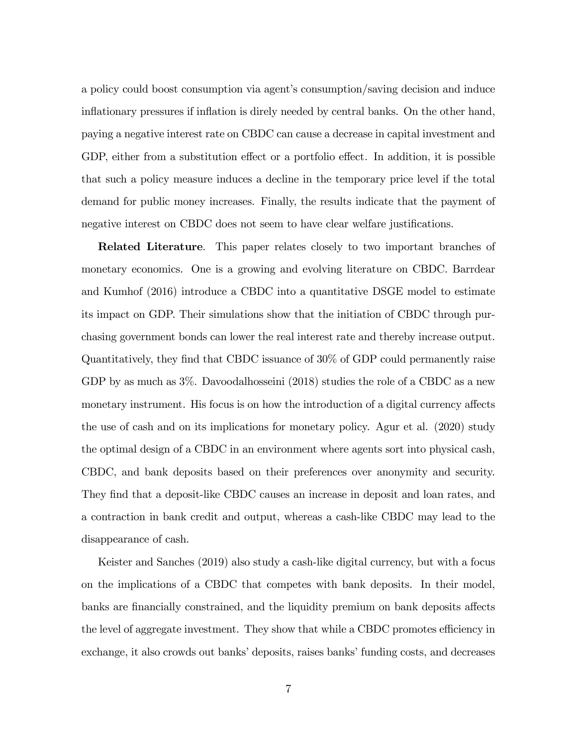a policy could boost consumption via agent's consumption/saving decision and induce inflationary pressures if inflation is direly needed by central banks. On the other hand, paying a negative interest rate on CBDC can cause a decrease in capital investment and GDP, either from a substitution effect or a portfolio effect. In addition, it is possible that such a policy measure induces a decline in the temporary price level if the total demand for public money increases. Finally, the results indicate that the payment of negative interest on CBDC does not seem to have clear welfare justifications.

**Related Literature**. This paper relates closely to two important branches of monetary economics. One is a growing and evolving literature on CBDC. Barrdear and Kumhof (2016) introduce a CBDC into a quantitative DSGE model to estimate its impact on GDP. Their simulations show that the initiation of CBDC through purchasing government bonds can lower the real interest rate and thereby increase output. Quantitatively, they find that CBDC issuance of 30% of GDP could permanently raise GDP by as much as 3%. Davoodalhosseini (2018) studies the role of a CBDC as a new monetary instrument. His focus is on how the introduction of a digital currency affects the use of cash and on its implications for monetary policy. Agur et al. (2020) study the optimal design of a CBDC in an environment where agents sort into physical cash, CBDC, and bank deposits based on their preferences over anonymity and security. They find that a deposit-like CBDC causes an increase in deposit and loan rates, and a contraction in bank credit and output, whereas a cash-like CBDC may lead to the disappearance of cash.

Keister and Sanches (2019) also study a cash-like digital currency, but with a focus on the implications of a CBDC that competes with bank deposits. In their model, banks are financially constrained, and the liquidity premium on bank deposits affects the level of aggregate investment. They show that while a CBDC promotes efficiency in exchange, it also crowds out banks' deposits, raises banks' funding costs, and decreases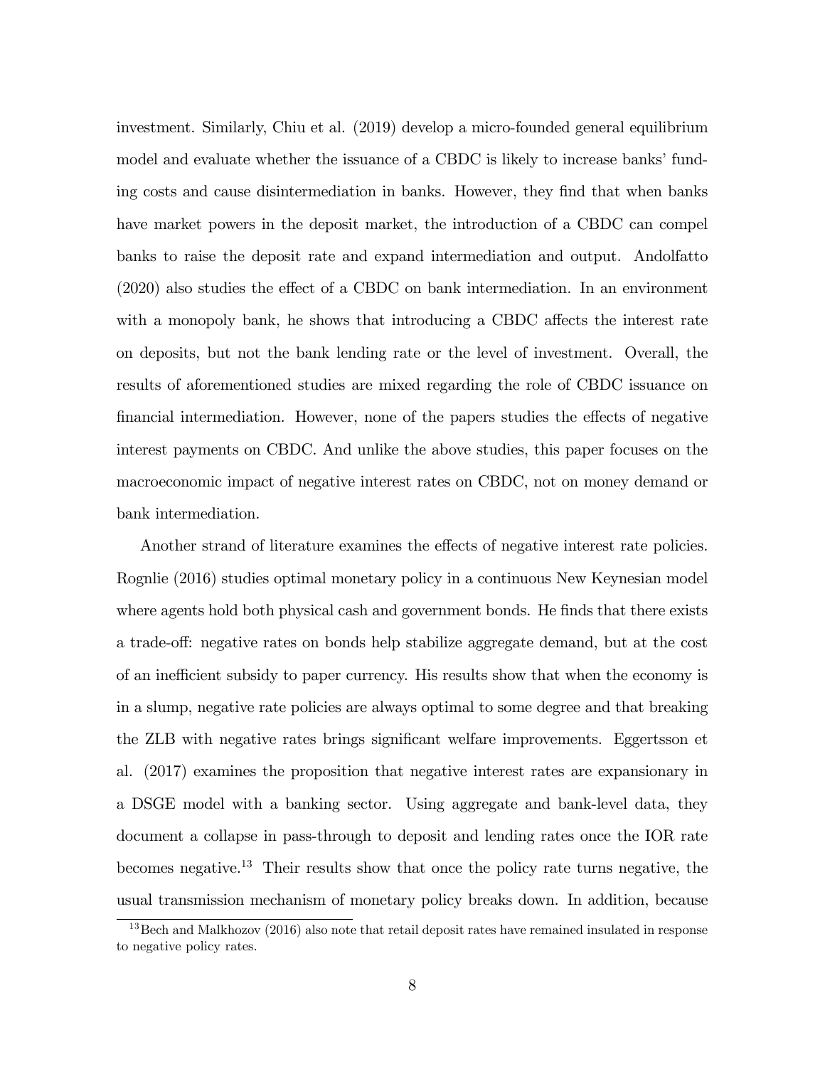investment. Similarly, Chiu et al. (2019) develop a micro-founded general equilibrium model and evaluate whether the issuance of a CBDC is likely to increase banks' funding costs and cause disintermediation in banks. However, they find that when banks have market powers in the deposit market, the introduction of a CBDC can compel banks to raise the deposit rate and expand intermediation and output. Andolfatto (2020) also studies the effect of a CBDC on bank intermediation. In an environment with a monopoly bank, he shows that introducing a CBDC affects the interest rate on deposits, but not the bank lending rate or the level of investment. Overall, the results of aforementioned studies are mixed regarding the role of CBDC issuance on financial intermediation. However, none of the papers studies the effects of negative interest payments on CBDC. And unlike the above studies, this paper focuses on the macroeconomic impact of negative interest rates on CBDC, not on money demand or bank intermediation.

Another strand of literature examines the effects of negative interest rate policies. Rognlie (2016) studies optimal monetary policy in a continuous New Keynesian model where agents hold both physical cash and government bonds. He finds that there exists a trade-off: negative rates on bonds help stabilize aggregate demand, but at the cost of an inefficient subsidy to paper currency. His results show that when the economy is in a slump, negative rate policies are always optimal to some degree and that breaking the ZLB with negative rates brings significant welfare improvements. Eggertsson et al. (2017) examines the proposition that negative interest rates are expansionary in a DSGE model with a banking sector. Using aggregate and bank-level data, they document a collapse in pass-through to deposit and lending rates once the IOR rate becomes negative.[13] Their results show that once the policy rate turns negative, the usual transmission mechanism of monetary policy breaks down. In addition, because

[13] Bech and Malkhozov (2016) also note that retail deposit rates have remained insulated in response to negative policy rates.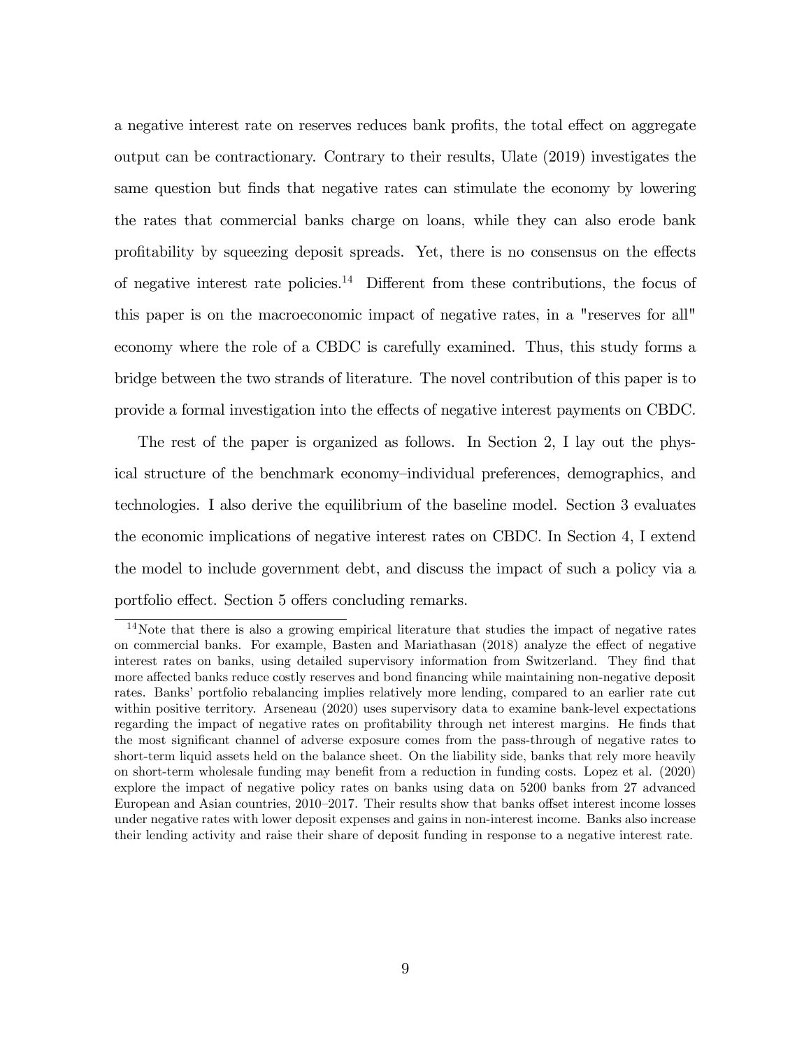a negative interest rate on reserves reduces bank profits, the total effect on aggregate output can be contractionary. Contrary to their results, Ulate (2019) investigates the same question but finds that negative rates can stimulate the economy by lowering the rates that commercial banks charge on loans, while they can also erode bank profitability by squeezing deposit spreads. Yet, there is no consensus on the effects of negative interest rate policies.[14] Different from these contributions, the focus of this paper is on the macroeconomic impact of negative rates, in a "reserves for all" economy where the role of a CBDC is carefully examined. Thus, this study forms a bridge between the two strands of literature. The novel contribution of this paper is to provide a formal investigation into the effects of negative interest payments on CBDC.

The rest of the paper is organized as follows. In Section 2, I lay out the physical structure of the benchmark economy–individual preferences, demographics, and technologies. I also derive the equilibrium of the baseline model. Section 3 evaluates the economic implications of negative interest rates on CBDC. In Section 4, I extend the model to include government debt, and discuss the impact of such a policy via a portfolio effect. Section 5 offers concluding remarks.

[14]Note that there is also a growing empirical literature that studies the impact of negative rates on commercial banks. For example, Basten and Mariathasan (2018) analyze the effect of negative interest rates on banks, using detailed supervisory information from Switzerland. They find that more affected banks reduce costly reserves and bond financing while maintaining non-negative deposit rates. Banks' portfolio rebalancing implies relatively more lending, compared to an earlier rate cut within positive territory. Arseneau (2020) uses supervisory data to examine bank-level expectations regarding the impact of negative rates on profitability through net interest margins. He finds that the most significant channel of adverse exposure comes from the pass-through of negative rates to short-term liquid assets held on the balance sheet. On the liability side, banks that rely more heavily on short-term wholesale funding may benefit from a reduction in funding costs. Lopez et al. (2020) explore the impact of negative policy rates on banks using data on 5200 banks from 27 advanced European and Asian countries, 2010–2017. Their results show that banks offset interest income losses under negative rates with lower deposit expenses and gains in non-interest income. Banks also increase their lending activity and raise their share of deposit funding in response to a negative interest rate.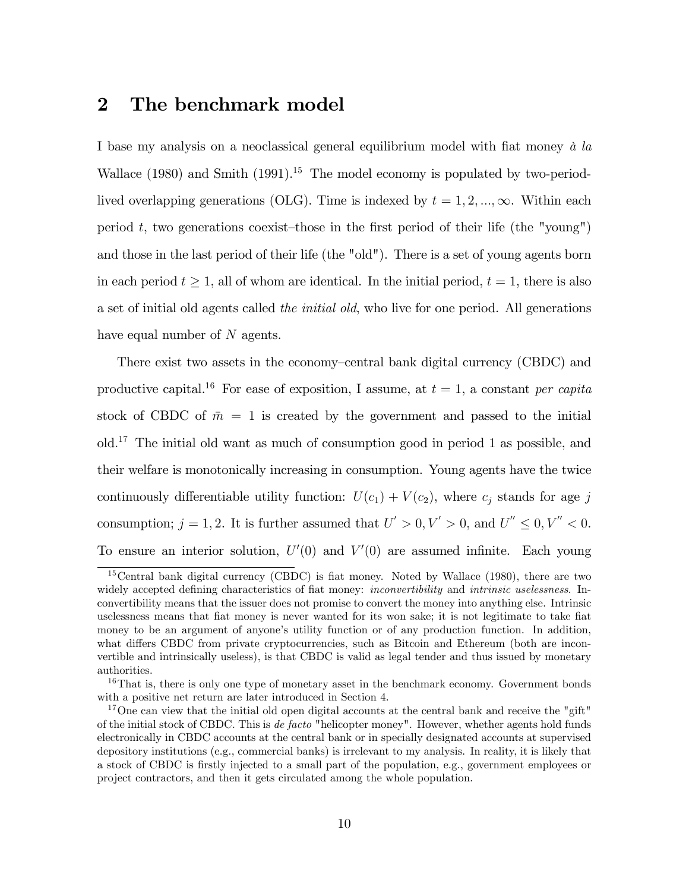## 2 The benchmark model

I base my analysis on a neoclassical general equilibrium model with fiat money *à la* Wallace (1980) and Smith (1991).[15] The model economy is populated by two-period-lived overlapping generations (OLG). Time is indexed by $t = 1, 2, ..., \infty$. Within each period $t$, two generations coexist–those in the first period of their life (the "young") and those in the last period of their life (the "old"). There is a set of young agents born in each period $t \geq 1$, all of whom are identical. In the initial period, $t = 1$, there is also a set of initial old agents called *the initial old*, who live for one period. All generations have equal number of $N$ agents.

There exist two assets in the economy–central bank digital currency (CBDC) and productive capital.[16] For ease of exposition, I assume, at $t = 1$, a constant *per capita* stock of CBDC of $\bar{m} = 1$ is created by the government and passed to the initial old.[17] The initial old want as much of consumption good in period 1 as possible, and their welfare is monotonically increasing in consumption. Young agents have the twice continuously differentiable utility function: $U(c_1) + V(c_2)$, where $c_j$ stands for age $j$ consumption; $j = 1, 2$. It is further assumed that $U' > 0, V' > 0$, and $U'' \leq 0, V'' < 0$. To ensure an interior solution, $U'(0)$ and $V'(0)$ are assumed infinite. Each young

---

[15] Central bank digital currency (CBDC) is fiat money. Noted by Wallace (1980), there are two widely accepted defining characteristics of fiat money: *inconvertibility* and *intrinsic uselessness*. Inconvertibility means that the issuer does not promise to convert the money into anything else. Intrinsic uselessness means that fiat money is never wanted for its won sake; it is not legitimate to take fiat money to be an argument of anyone's utility function or of any production function. In addition, what differs CBDC from private cryptocurrencies, such as Bitcoin and Ethereum (both are inconvertible and intrinsically useless), is that CBDC is valid as legal tender and thus issued by monetary authorities.

[16] That is, there is only one type of monetary asset in the benchmark economy. Government bonds with a positive net return are later introduced in Section 4.

[17] One can view that the initial old open digital accounts at the central bank and receive the "gift" of the initial stock of CBDC. This is *de facto* "helicopter money". However, whether agents hold funds electronically in CBDC accounts at the central bank or in specially designated accounts at supervised depository institutions (e.g., commercial banks) is irrelevant to my analysis. In reality, it is likely that a stock of CBDC is firstly injected to a small part of the population, e.g., government employees or project contractors, and then it gets circulated among the whole population.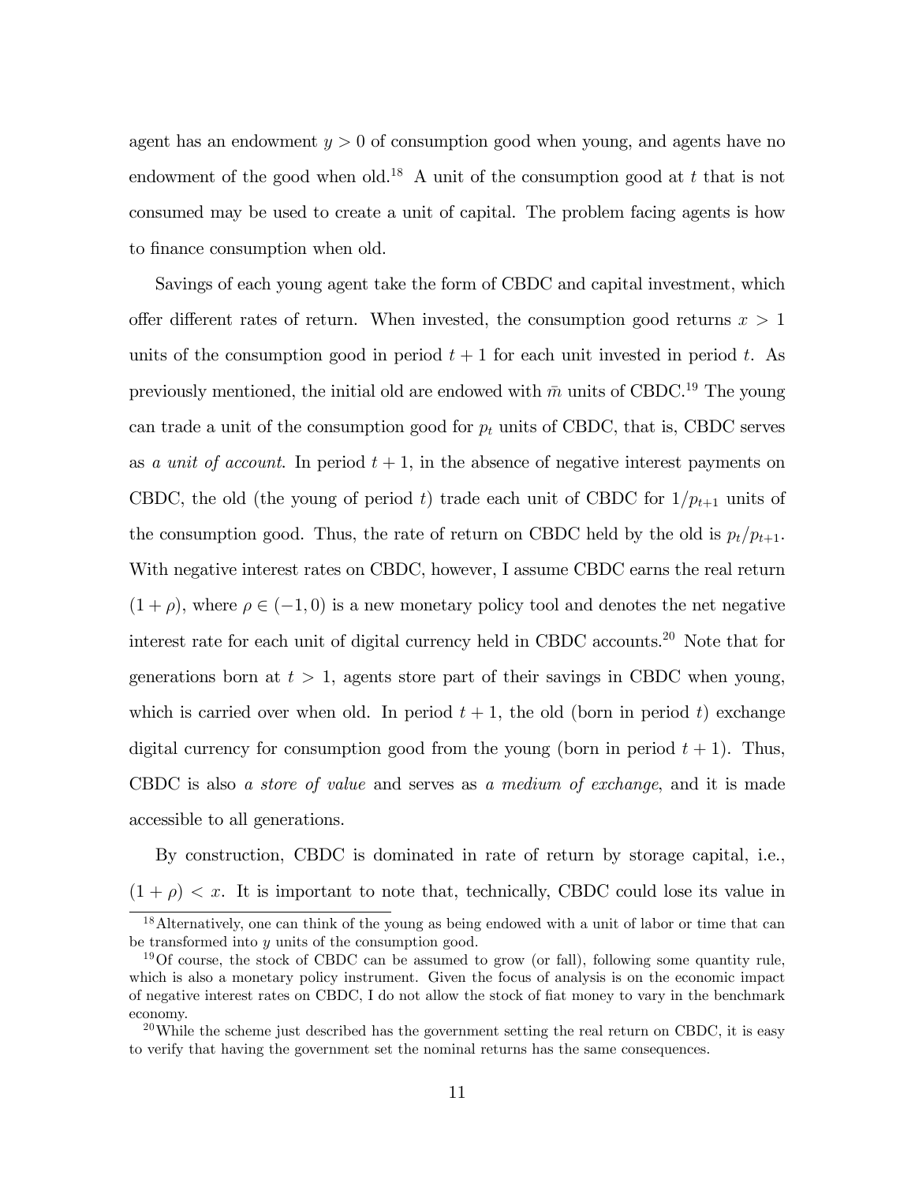agent has an endowment $y > 0$ of consumption good when young, and agents have no endowment of the good when old.[18] A unit of the consumption good at $t$ that is not consumed may be used to create a unit of capital. The problem facing agents is how to finance consumption when old.

Savings of each young agent take the form of CBDC and capital investment, which offer different rates of return. When invested, the consumption good returns $x > 1$ units of the consumption good in period $t + 1$ for each unit invested in period $t$. As previously mentioned, the initial old are endowed with $\bar{m}$ units of CBDC.[19] The young can trade a unit of the consumption good for $p_t$ units of CBDC, that is, CBDC serves as *a unit of account*. In period $t + 1$, in the absence of negative interest payments on CBDC, the old (the young of period $t$) trade each unit of CBDC for $1/p_{t+1}$ units of the consumption good. Thus, the rate of return on CBDC held by the old is $p_t/p_{t+1}$. With negative interest rates on CBDC, however, I assume CBDC earns the real return $(1 + \rho)$, where $\rho \in (-1, 0)$ is a new monetary policy tool and denotes the net negative interest rate for each unit of digital currency held in CBDC accounts.[20] Note that for generations born at $t > 1$, agents store part of their savings in CBDC when young, which is carried over when old. In period $t + 1$, the old (born in period $t$) exchange digital currency for consumption good from the young (born in period $t + 1$). Thus, CBDC is also *a store of value* and serves as *a medium of exchange*, and it is made accessible to all generations.

By construction, CBDC is dominated in rate of return by storage capital, i.e., $(1 + \rho) < x$. It is important to note that, technically, CBDC could lose its value in

[18] Alternatively, one can think of the young as being endowed with a unit of labor or time that can be transformed into $y$ units of the consumption good.

[19] Of course, the stock of CBDC can be assumed to grow (or fall), following some quantity rule, which is also a monetary policy instrument. Given the focus of analysis is on the economic impact of negative interest rates on CBDC, I do not allow the stock of fiat money to vary in the benchmark economy.

[20] While the scheme just described has the government setting the real return on CBDC, it is easy to verify that having the government set the nominal returns has the same consequences.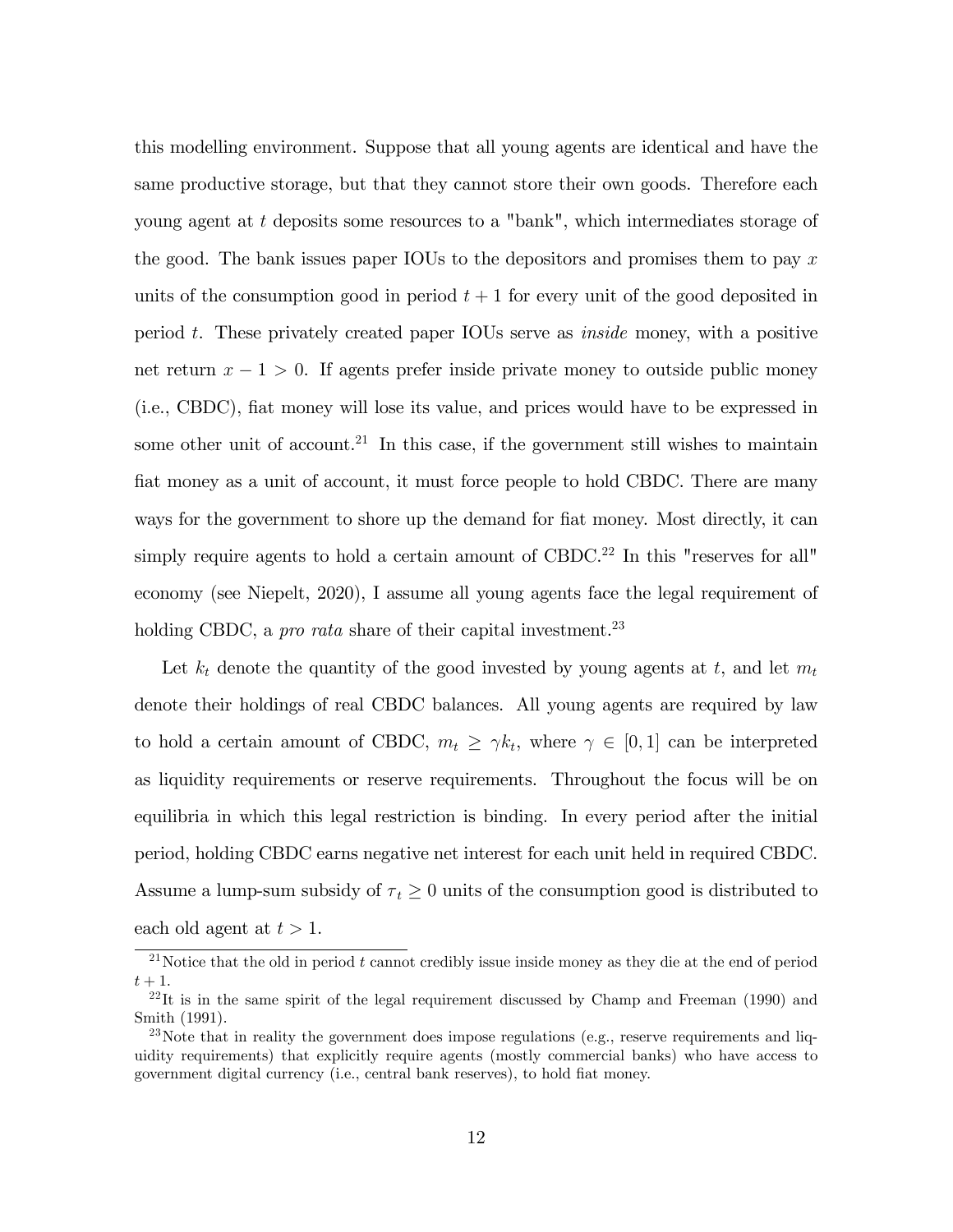this modelling environment. Suppose that all young agents are identical and have the same productive storage, but that they cannot store their own goods. Therefore each young agent at $t$ deposits some resources to a "bank", which intermediates storage of the good. The bank issues paper IOUs to the depositors and promises them to pay $x$ units of the consumption good in period $t+1$ for every unit of the good deposited in period $t$. These privately created paper IOUs serve as *inside* money, with a positive net return $x - 1 > 0$. If agents prefer inside private money to outside public money (i.e., CBDC), fiat money will lose its value, and prices would have to be expressed in some other unit of account.[21] In this case, if the government still wishes to maintain fiat money as a unit of account, it must force people to hold CBDC. There are many ways for the government to shore up the demand for fiat money. Most directly, it can simply require agents to hold a certain amount of CBDC.[22] In this "reserves for all" economy (see Niepelt, 2020), I assume all young agents face the legal requirement of holding CBDC, a *pro rata* share of their capital investment.[23]

Let $k_t$ denote the quantity of the good invested by young agents at $t$, and let $m_t$ denote their holdings of real CBDC balances. All young agents are required by law to hold a certain amount of CBDC, $m_t \geq \gamma k_t$, where $\gamma \in [0, 1]$ can be interpreted as liquidity requirements or reserve requirements. Throughout the focus will be on equilibria in which this legal restriction is binding. In every period after the initial period, holding CBDC earns negative net interest for each unit held in required CBDC. Assume a lump-sum subsidy of $\tau_t \geq 0$ units of the consumption good is distributed to each old agent at $t > 1$.

[21] Notice that the old in period $t$ cannot credibly issue inside money as they die at the end of period $t+1$.

[22] It is in the same spirit of the legal requirement discussed by Champ and Freeman (1990) and Smith (1991).

[23] Note that in reality the government does impose regulations (e.g., reserve requirements and liquidity requirements) that explicitly require agents (mostly commercial banks) who have access to government digital currency (i.e., central bank reserves), to hold fiat money.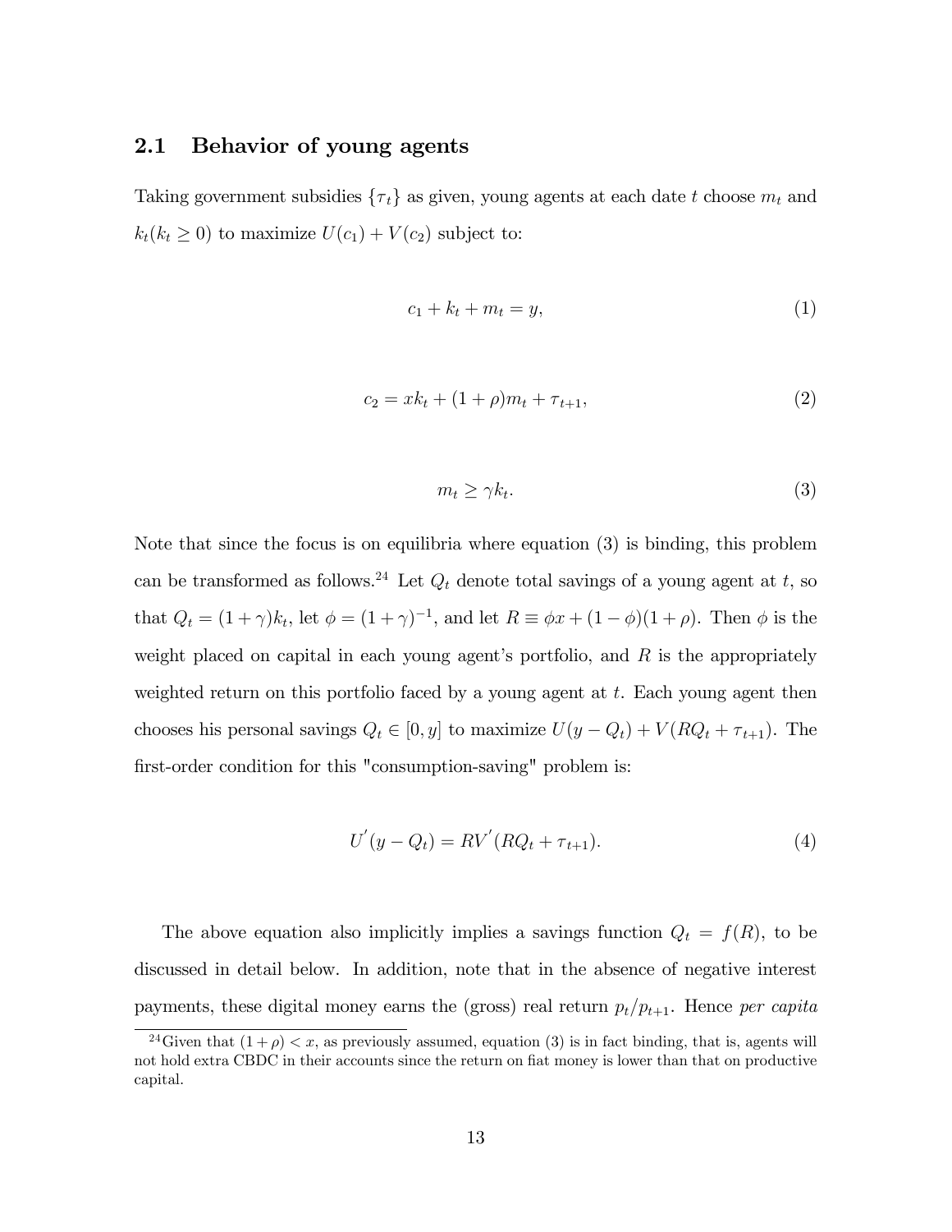## 2.1 Behavior of young agents

Taking government subsidies $\{\tau_t\}$ as given, young agents at each date $t$ choose $m_t$ and $k_t (k_t \geq 0)$ to maximize $U(c_1) + V(c_2)$ subject to:

$$c_1 + k_t + m_t = y, \tag{1}$$

$$c_2 = xk_t + (1+\rho)m_t + \tau_{t+1}, \tag{2}$$

$$m_t \geq \gamma k_t. \tag{3}$$

Note that since the focus is on equilibria where equation (3) is binding, this problem can be transformed as follows.[24] Let $Q_t$ denote total savings of a young agent at $t$, so that $Q_t = (1+\gamma)k_t$, let $\phi = (1+\gamma)^{-1}$, and let $R \equiv \phi x + (1-\phi)(1+\rho)$. Then $\phi$ is the weight placed on capital in each young agent's portfolio, and $R$ is the appropriately weighted return on this portfolio faced by a young agent at $t$. Each young agent then chooses his personal savings $Q_t \in [0, y]$ to maximize $U(y - Q_t) + V(RQ_t + \tau_{t+1})$. The first-order condition for this "consumption-saving" problem is:

$$U'(y - Q_t) = RV'(RQ_t + \tau_{t+1}). \tag{4}$$

The above equation also implicitly implies a savings function $Q_t = f(R)$, to be discussed in detail below. In addition, note that in the absence of negative interest payments, these digital money earns the (gross) real return $p_t/p_{t+1}$. Hence *per capita*

[24] Given that $(1+\rho) < x$, as previously assumed, equation (3) is in fact binding, that is, agents will not hold extra CBDC in their accounts since the return on fiat money is lower than that on productive capital.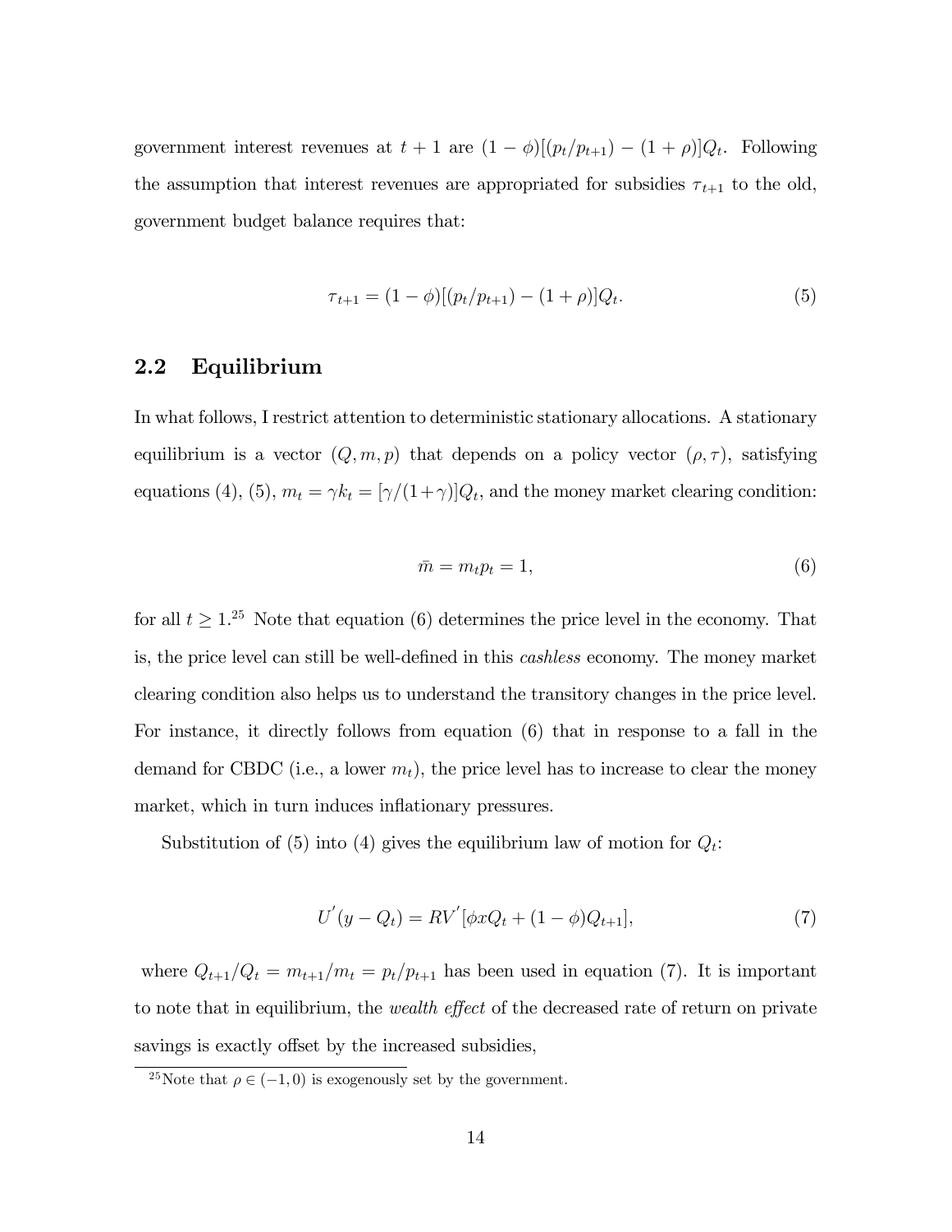government interest revenues at $t+1$ are $(1-\phi)[(p_t/p_{t+1})-(1+\rho)]Q_t$. Following the assumption that interest revenues are appropriated for subsidies $\tau_{t+1}$ to the old, government budget balance requires that:

$$\tau_{t+1} = (1-\phi)[(p_t/p_{t+1})-(1+\rho)]Q_t. \tag{5}$$

## 2.2 Equilibrium

In what follows, I restrict attention to deterministic stationary allocations. A stationary equilibrium is a vector $(Q, m, p)$ that depends on a policy vector $(\rho, \tau)$, satisfying equations (4), (5), $m_t = \gamma k_t = [\gamma/(1+\gamma)]Q_t$, and the money market clearing condition:

$$\bar{m} = m_t p_t = 1, \tag{6}$$

for all $t \geq 1$.[25] Note that equation (6) determines the price level in the economy. That is, the price level can still be well-defined in this *cashless* economy. The money market clearing condition also helps us to understand the transitory changes in the price level. For instance, it directly follows from equation (6) that in response to a fall in the demand for CBDC (i.e., a lower $m_t$), the price level has to increase to clear the money market, which in turn induces inflationary pressures.

Substitution of (5) into (4) gives the equilibrium law of motion for $Q_t$:

$$U'(y-Q_t) = RV'[\phi x Q_t + (1-\phi)Q_{t+1}], \tag{7}$$

where $Q_{t+1}/Q_t = m_{t+1}/m_t = p_t/p_{t+1}$ has been used in equation (7). It is important to note that in equilibrium, the *wealth effect* of the decreased rate of return on private savings is exactly offset by the increased subsidies,

[25] Note that $\rho \in (-1, 0)$ is exogenously set by the government.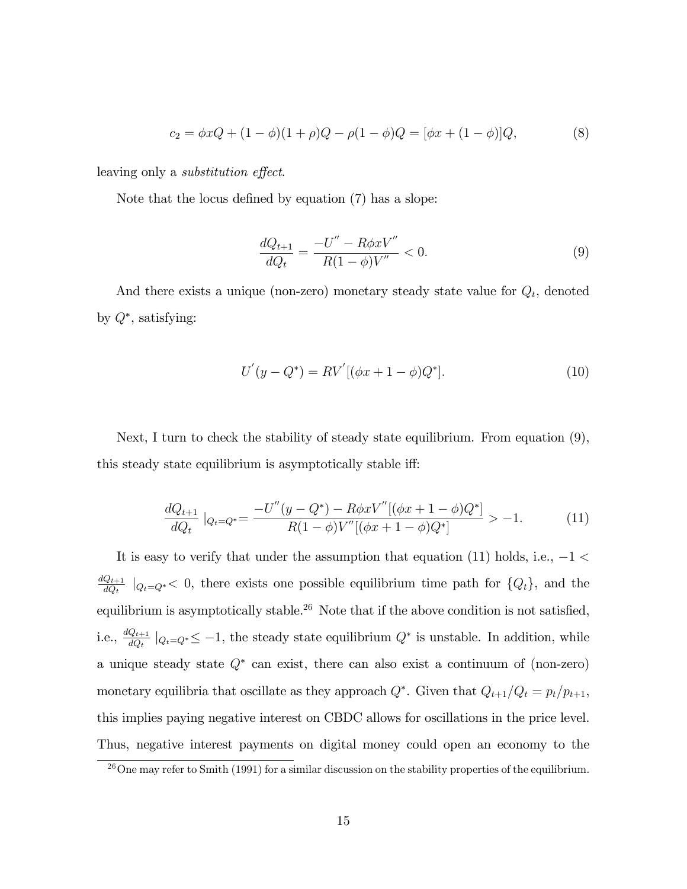$$c_2 = \phi x Q + (1-\phi)(1+\rho)Q - \rho(1-\phi)Q = [\phi x + (1-\phi)]Q, \tag{8}$$

leaving only a *substitution effect*.

Note that the locus defined by equation (7) has a slope:

$$\frac{dQ_{t+1}}{dQ_t} = \frac{-U'' - R\phi x V''}{R(1-\phi)V''} < 0. \tag{9}$$

And there exists a unique (non-zero) monetary steady state value for $Q_t$, denoted by $Q^*$, satisfying:

$$U'(y - Q^*) = RV'[(\phi x + 1 - \phi)Q^*]. \tag{10}$$

Next, I turn to check the stability of steady state equilibrium. From equation (9), this steady state equilibrium is asymptotically stable iff:

$$\frac{dQ_{t+1}}{dQ_t}\mid_{Q_t=Q^*} = \frac{-U''(y-Q^*) - R\phi x V''[(\phi x + 1 - \phi)Q^*]}{R(1-\phi)V''[(\phi x + 1 - \phi)Q^*]} > -1. \tag{11}$$

It is easy to verify that under the assumption that equation (11) holds, i.e., $-1 < \frac{dQ_{t+1}}{dQ_t}\mid_{Q_t=Q^*} < 0$, there exists one possible equilibrium time path for $\{Q_t\}$, and the equilibrium is asymptotically stable.[26] Note that if the above condition is not satisfied, i.e., $\frac{dQ_{t+1}}{dQ_t}\mid_{Q_t=Q^*} \leq -1$, the steady state equilibrium $Q^*$ is unstable. In addition, while a unique steady state $Q^*$ can exist, there can also exist a continuum of (non-zero) monetary equilibria that oscillate as they approach $Q^*$. Given that $Q_{t+1}/Q_t = p_t/p_{t+1}$, this implies paying negative interest on CBDC allows for oscillations in the price level. Thus, negative interest payments on digital money could open an economy to the

[26] One may refer to Smith (1991) for a similar discussion on the stability properties of the equilibrium.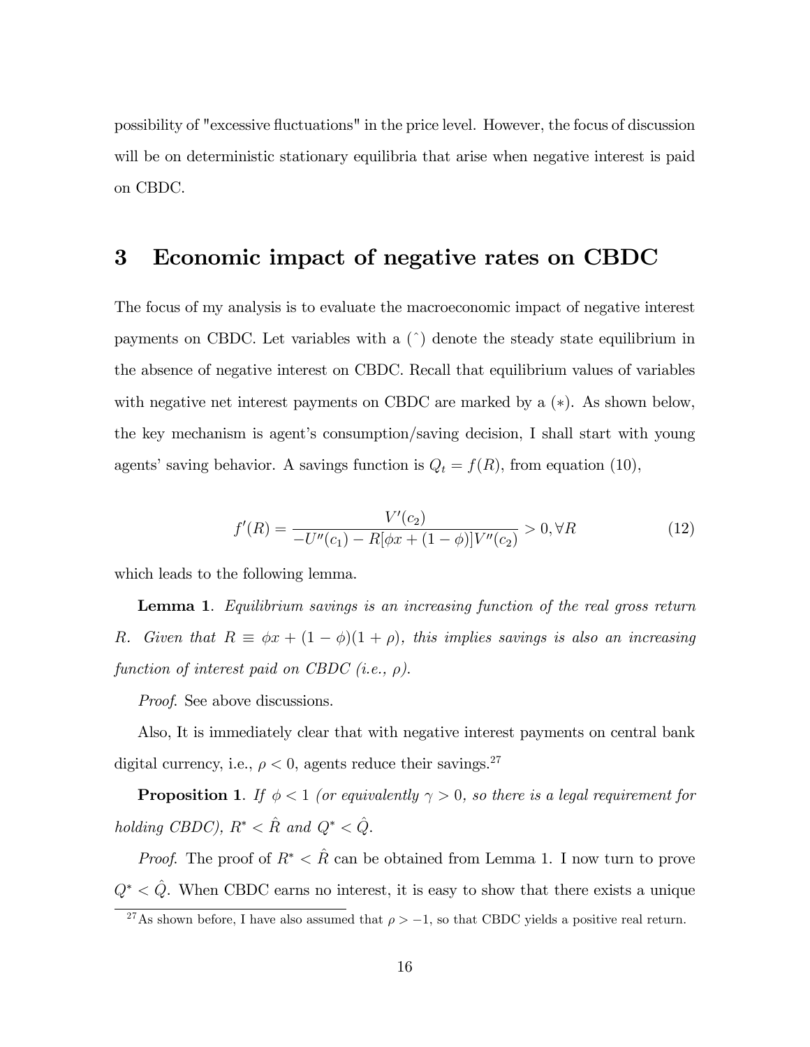possibility of "excessive fluctuations" in the price level. However, the focus of discussion will be on deterministic stationary equilibria that arise when negative interest is paid on CBDC.

# 3 Economic impact of negative rates on CBDC

The focus of my analysis is to evaluate the macroeconomic impact of negative interest payments on CBDC. Let variables with a ($\hat{}$) denote the steady state equilibrium in the absence of negative interest on CBDC. Recall that equilibrium values of variables with negative net interest payments on CBDC are marked by a ($*$). As shown below, the key mechanism is agent's consumption/saving decision, I shall start with young agents' saving behavior. A savings function is $Q_t = f(R)$, from equation (10),

$$f'(R) = \frac{V'(c_2)}{-U''(c_1) - R[\phi x + (1-\phi)]V''(c_2)} > 0, \forall R \tag{12}$$

which leads to the following lemma.

**Lemma 1**. *Equilibrium savings is an increasing function of the real gross return $R$. Given that $R \equiv \phi x + (1-\phi)(1+\rho)$, this implies savings is also an increasing function of interest paid on CBDC (i.e., $\rho$).*

*Proof.* See above discussions.

Also, It is immediately clear that with negative interest payments on central bank digital currency, i.e., $\rho < 0$, agents reduce their savings.[27]

**Proposition 1**. *If $\phi < 1$ (or equivalently $\gamma > 0$, so there is a legal requirement for holding CBDC), $R^* < \hat{R}$ and $Q^* < \hat{Q}$.*

*Proof.* The proof of $R^* < \hat{R}$ can be obtained from Lemma 1. I now turn to prove $Q^* < \hat{Q}$. When CBDC earns no interest, it is easy to show that there exists a unique

[27] As shown before, I have also assumed that $\rho > -1$, so that CBDC yields a positive real return.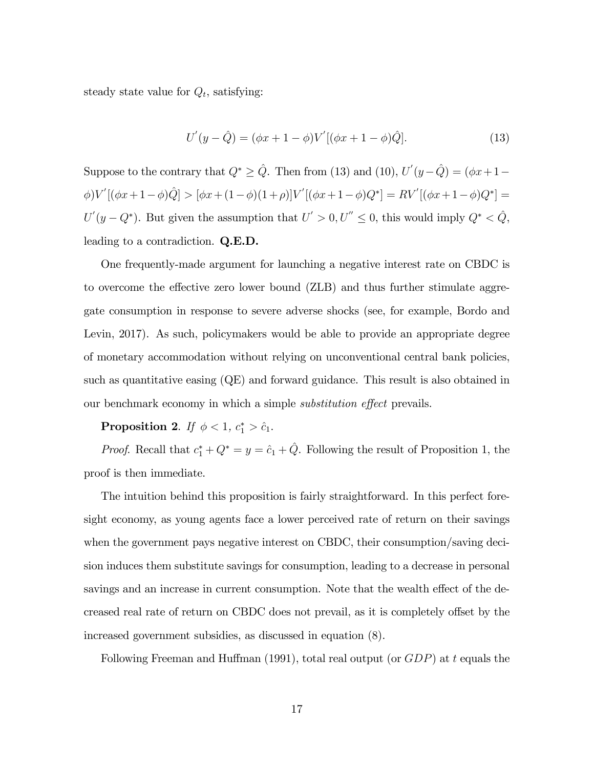steady state value for $Q_t$, satisfying:

$$U^{'}(y - \hat{Q}) = (\phi x + 1 - \phi)V^{'}[(\phi x + 1 - \phi)\hat{Q}]. \tag{13}$$

Suppose to the contrary that $Q^* \geq \hat{Q}$. Then from (13) and (10), $U^{'}(y - \hat{Q}) = (\phi x + 1 - \phi)V^{'}[(\phi x + 1 - \phi)\hat{Q}] > [\phi x + (1 - \phi)(1 + \rho)]V^{'}[(\phi x + 1 - \phi)Q^*] = RV^{'}[(\phi x + 1 - \phi)Q^*] = U^{'}(y - Q^*)$. But given the assumption that $U^{'} > 0, U^{''} \leq 0$, this would imply $Q^* < \hat{Q}$, leading to a contradiction. **Q.E.D.**

One frequently-made argument for launching a negative interest rate on CBDC is to overcome the effective zero lower bound (ZLB) and thus further stimulate aggregate consumption in response to severe adverse shocks (see, for example, Bordo and Levin, 2017). As such, policymakers would be able to provide an appropriate degree of monetary accommodation without relying on unconventional central bank policies, such as quantitative easing (QE) and forward guidance. This result is also obtained in our benchmark economy in which a simple *substitution effect* prevails.

**Proposition 2**. *If* $\phi < 1$, $c_1^* > \hat{c}_1$.

*Proof.* Recall that $c_1^* + Q^* = y = \hat{c}_1 + \hat{Q}$. Following the result of Proposition 1, the proof is then immediate.

The intuition behind this proposition is fairly straightforward. In this perfect foresight economy, as young agents face a lower perceived rate of return on their savings when the government pays negative interest on CBDC, their consumption/saving decision induces them substitute savings for consumption, leading to a decrease in personal savings and an increase in current consumption. Note that the wealth effect of the decreased real rate of return on CBDC does not prevail, as it is completely offset by the increased government subsidies, as discussed in equation (8).

Following Freeman and Huffman (1991), total real output (or $GDP$) at $t$ equals the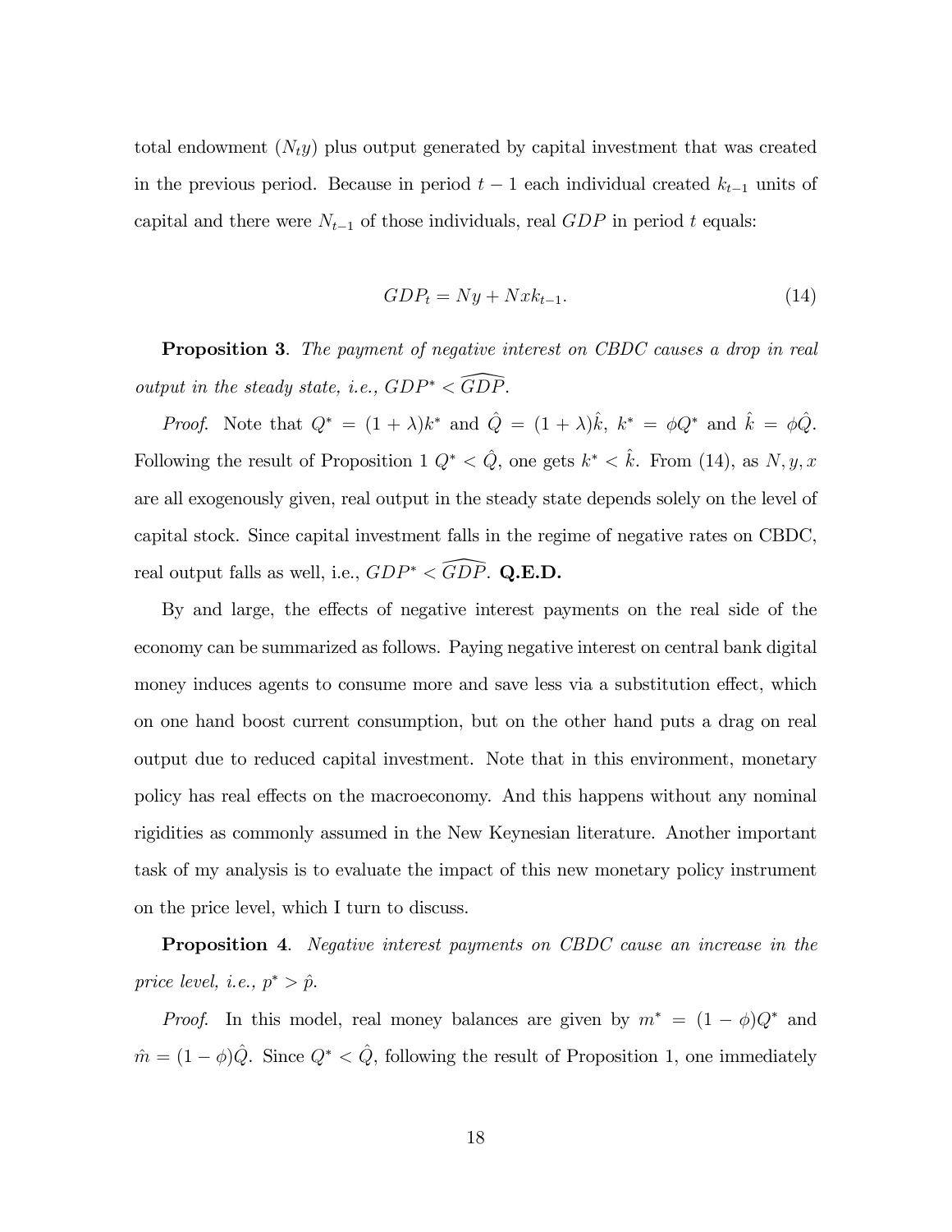total endowment ($N_t y$) plus output generated by capital investment that was created in the previous period. Because in period $t-1$ each individual created $k_{t-1}$ units of capital and there were $N_{t-1}$ of those individuals, real $GDP$ in period $t$ equals:

$$GDP_t = Ny + Nxk_{t-1}. \tag{14}$$

**Proposition 3**. *The payment of negative interest on CBDC causes a drop in real output in the steady state, i.e.,* $GDP^* < \widehat{GDP}$.

*Proof.* Note that $Q^* = (1+\lambda)k^*$ and $\hat{Q} = (1+\lambda)\hat{k}$, $k^* = \phi Q^*$ and $\hat{k} = \phi\hat{Q}$. Following the result of Proposition 1 $Q^* < \hat{Q}$, one gets $k^* < \hat{k}$. From (14), as $N, y, x$ are all exogenously given, real output in the steady state depends solely on the level of capital stock. Since capital investment falls in the regime of negative rates on CBDC, real output falls as well, i.e., $GDP^* < \widehat{GDP}$. **Q.E.D.**

By and large, the effects of negative interest payments on the real side of the economy can be summarized as follows. Paying negative interest on central bank digital money induces agents to consume more and save less via a substitution effect, which on one hand boost current consumption, but on the other hand puts a drag on real output due to reduced capital investment. Note that in this environment, monetary policy has real effects on the macroeconomy. And this happens without any nominal rigidities as commonly assumed in the New Keynesian literature. Another important task of my analysis is to evaluate the impact of this new monetary policy instrument on the price level, which I turn to discuss.

**Proposition 4**. *Negative interest payments on CBDC cause an increase in the price level, i.e.,* $p^* > \hat{p}$.

*Proof.* In this model, real money balances are given by $m^* = (1-\phi)Q^*$ and $\hat{m} = (1-\phi)\hat{Q}$. Since $Q^* < \hat{Q}$, following the result of Proposition 1, one immediately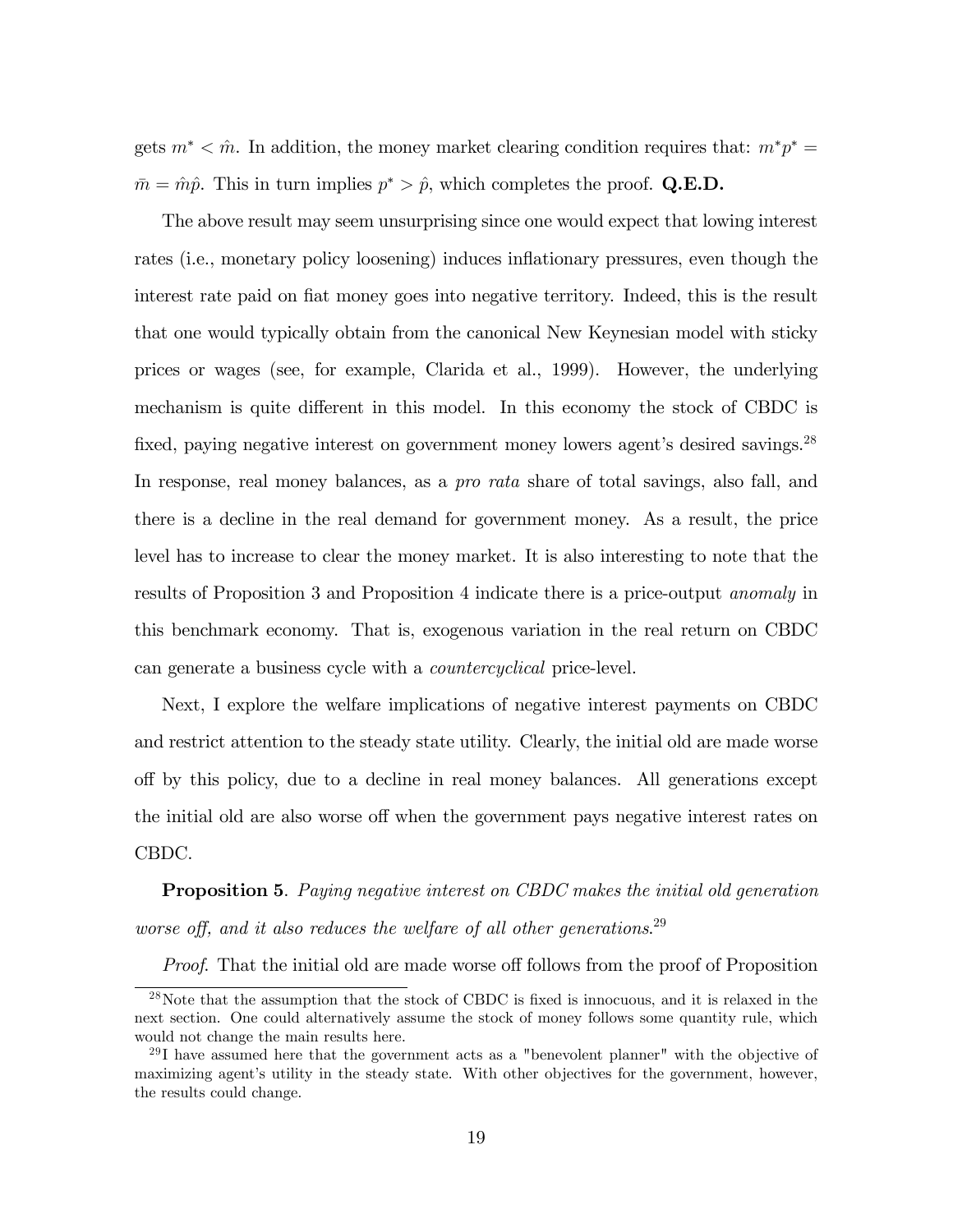gets $m^* < \hat{m}$. In addition, the money market clearing condition requires that: $m^*p^* = \bar{m} = \hat{m}\hat{p}$. This in turn implies $p^* > \hat{p}$, which completes the proof. **Q.E.D.**

The above result may seem unsurprising since one would expect that lowing interest rates (i.e., monetary policy loosening) induces inflationary pressures, even though the interest rate paid on fiat money goes into negative territory. Indeed, this is the result that one would typically obtain from the canonical New Keynesian model with sticky prices or wages (see, for example, Clarida et al., 1999). However, the underlying mechanism is quite different in this model. In this economy the stock of CBDC is fixed, paying negative interest on government money lowers agent's desired savings.[28] In response, real money balances, as a *pro rata* share of total savings, also fall, and there is a decline in the real demand for government money. As a result, the price level has to increase to clear the money market. It is also interesting to note that the results of Proposition 3 and Proposition 4 indicate there is a price-output *anomaly* in this benchmark economy. That is, exogenous variation in the real return on CBDC can generate a business cycle with a *countercyclical* price-level.

Next, I explore the welfare implications of negative interest payments on CBDC and restrict attention to the steady state utility. Clearly, the initial old are made worse off by this policy, due to a decline in real money balances. All generations except the initial old are also worse off when the government pays negative interest rates on CBDC.

**Proposition 5**. *Paying negative interest on CBDC makes the initial old generation worse off, and it also reduces the welfare of all other generations.*[29]

*Proof*. That the initial old are made worse off follows from the proof of Proposition

[28] Note that the assumption that the stock of CBDC is fixed is innocuous, and it is relaxed in the next section. One could alternatively assume the stock of money follows some quantity rule, which would not change the main results here.

[29] I have assumed here that the government acts as a "benevolent planner" with the objective of maximizing agent's utility in the steady state. With other objectives for the government, however, the results could change.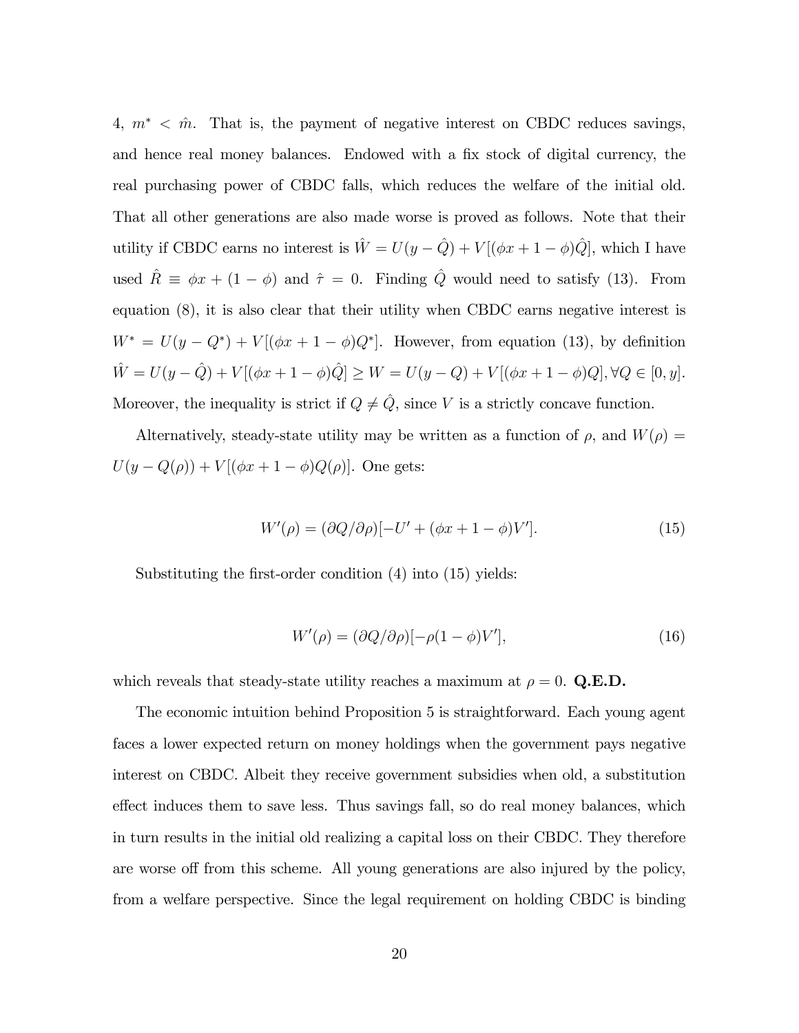4, $m^* < \hat{m}$. That is, the payment of negative interest on CBDC reduces savings, and hence real money balances. Endowed with a fix stock of digital currency, the real purchasing power of CBDC falls, which reduces the welfare of the initial old. That all other generations are also made worse is proved as follows. Note that their utility if CBDC earns no interest is $\hat{W} = U(y - \hat{Q}) + V[(\phi x + 1 - \phi)\hat{Q}]$, which I have used $\hat{R} \equiv \phi x + (1 - \phi)$ and $\hat{\tau} = 0$. Finding $\hat{Q}$ would need to satisfy (13). From equation (8), it is also clear that their utility when CBDC earns negative interest is $W^* = U(y - Q^*) + V[(\phi x + 1 - \phi)Q^*]$. However, from equation (13), by definition $\hat{W} = U(y - \hat{Q}) + V[(\phi x + 1 - \phi)\hat{Q}] \geq W = U(y - Q) + V[(\phi x + 1 - \phi)Q], \forall Q \in [0, y]$. Moreover, the inequality is strict if $Q \neq \hat{Q}$, since $V$ is a strictly concave function.

Alternatively, steady-state utility may be written as a function of $\rho$, and $W(\rho) = U(y - Q(\rho)) + V[(\phi x + 1 - \phi)Q(\rho)]$. One gets:

$$W'(\rho) = (\partial Q/\partial \rho)[-U' + (\phi x + 1 - \phi)V']. \tag{15}$$

Substituting the first-order condition (4) into (15) yields:

$$W'(\rho) = (\partial Q/\partial \rho)[-\rho(1 - \phi)V'], \tag{16}$$

which reveals that steady-state utility reaches a maximum at $\rho = 0$. **Q.E.D.**

The economic intuition behind Proposition 5 is straightforward. Each young agent faces a lower expected return on money holdings when the government pays negative interest on CBDC. Albeit they receive government subsidies when old, a substitution effect induces them to save less. Thus savings fall, so do real money balances, which in turn results in the initial old realizing a capital loss on their CBDC. They therefore are worse off from this scheme. All young generations are also injured by the policy, from a welfare perspective. Since the legal requirement on holding CBDC is binding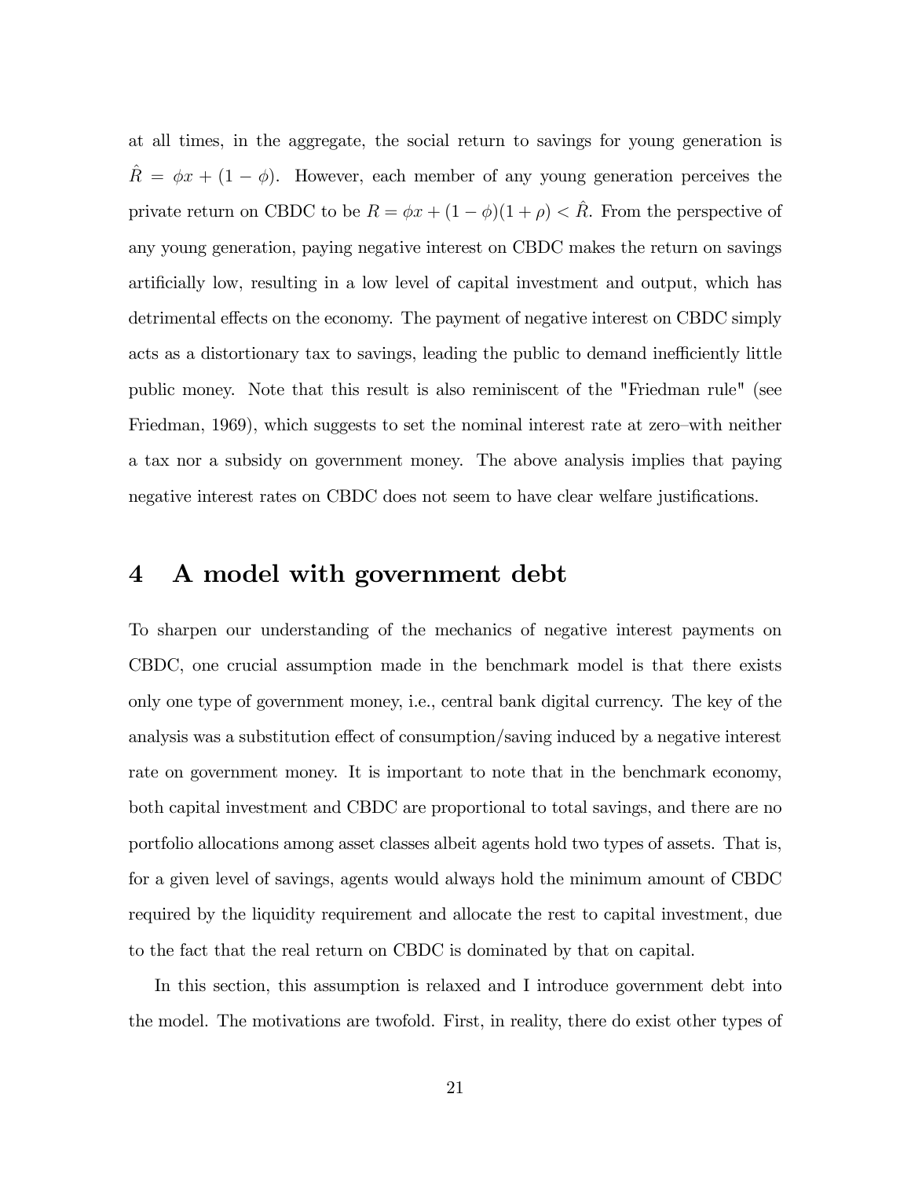at all times, in the aggregate, the social return to savings for young generation is $\hat{R} = \phi x + (1 - \phi)$. However, each member of any young generation perceives the private return on CBDC to be $R = \phi x + (1 - \phi)(1 + \rho) < \hat{R}$. From the perspective of any young generation, paying negative interest on CBDC makes the return on savings artificially low, resulting in a low level of capital investment and output, which has detrimental effects on the economy. The payment of negative interest on CBDC simply acts as a distortionary tax to savings, leading the public to demand inefficiently little public money. Note that this result is also reminiscent of the "Friedman rule" (see Friedman, 1969), which suggests to set the nominal interest rate at zero–with neither a tax nor a subsidy on government money. The above analysis implies that paying negative interest rates on CBDC does not seem to have clear welfare justifications.

# 4 A model with government debt

To sharpen our understanding of the mechanics of negative interest payments on CBDC, one crucial assumption made in the benchmark model is that there exists only one type of government money, i.e., central bank digital currency. The key of the analysis was a substitution effect of consumption/saving induced by a negative interest rate on government money. It is important to note that in the benchmark economy, both capital investment and CBDC are proportional to total savings, and there are no portfolio allocations among asset classes albeit agents hold two types of assets. That is, for a given level of savings, agents would always hold the minimum amount of CBDC required by the liquidity requirement and allocate the rest to capital investment, due to the fact that the real return on CBDC is dominated by that on capital.

In this section, this assumption is relaxed and I introduce government debt into the model. The motivations are twofold. First, in reality, there do exist other types of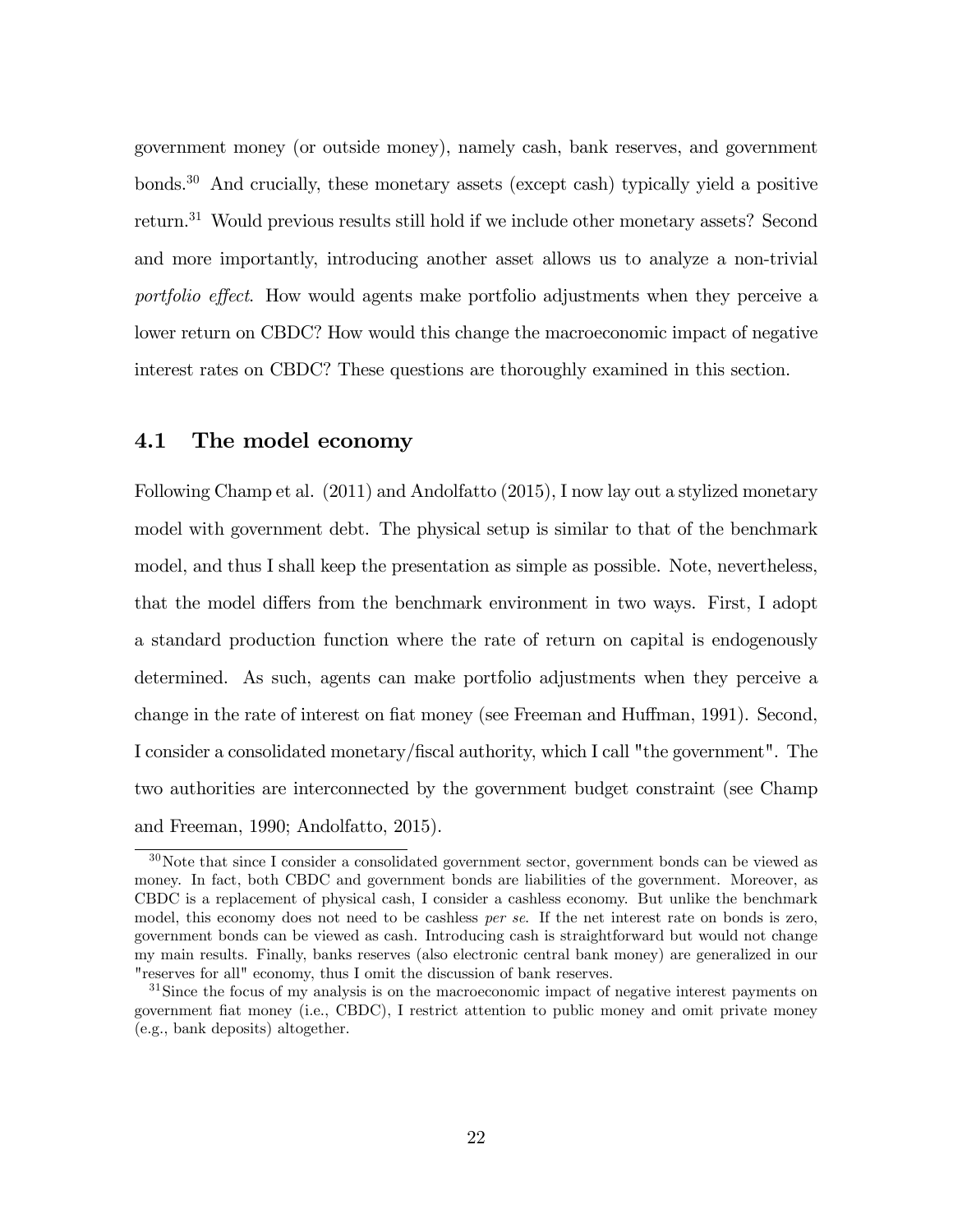government money (or outside money), namely cash, bank reserves, and government bonds.[30] And crucially, these monetary assets (except cash) typically yield a positive return.[31] Would previous results still hold if we include other monetary assets? Second and more importantly, introducing another asset allows us to analyze a non-trivial *portfolio effect*. How would agents make portfolio adjustments when they perceive a lower return on CBDC? How would this change the macroeconomic impact of negative interest rates on CBDC? These questions are thoroughly examined in this section.

## 4.1 The model economy

Following Champ et al. (2011) and Andolfatto (2015), I now lay out a stylized monetary model with government debt. The physical setup is similar to that of the benchmark model, and thus I shall keep the presentation as simple as possible. Note, nevertheless, that the model differs from the benchmark environment in two ways. First, I adopt a standard production function where the rate of return on capital is endogenously determined. As such, agents can make portfolio adjustments when they perceive a change in the rate of interest on fiat money (see Freeman and Huffman, 1991). Second, I consider a consolidated monetary/fiscal authority, which I call "the government". The two authorities are interconnected by the government budget constraint (see Champ and Freeman, 1990; Andolfatto, 2015).

[30] Note that since I consider a consolidated government sector, government bonds can be viewed as money. In fact, both CBDC and government bonds are liabilities of the government. Moreover, as CBDC is a replacement of physical cash, I consider a cashless economy. But unlike the benchmark model, this economy does not need to be cashless *per se*. If the net interest rate on bonds is zero, government bonds can be viewed as cash. Introducing cash is straightforward but would not change my main results. Finally, banks reserves (also electronic central bank money) are generalized in our "reserves for all" economy, thus I omit the discussion of bank reserves.

[31] Since the focus of my analysis is on the macroeconomic impact of negative interest payments on government fiat money (i.e., CBDC), I restrict attention to public money and omit private money (e.g., bank deposits) altogether.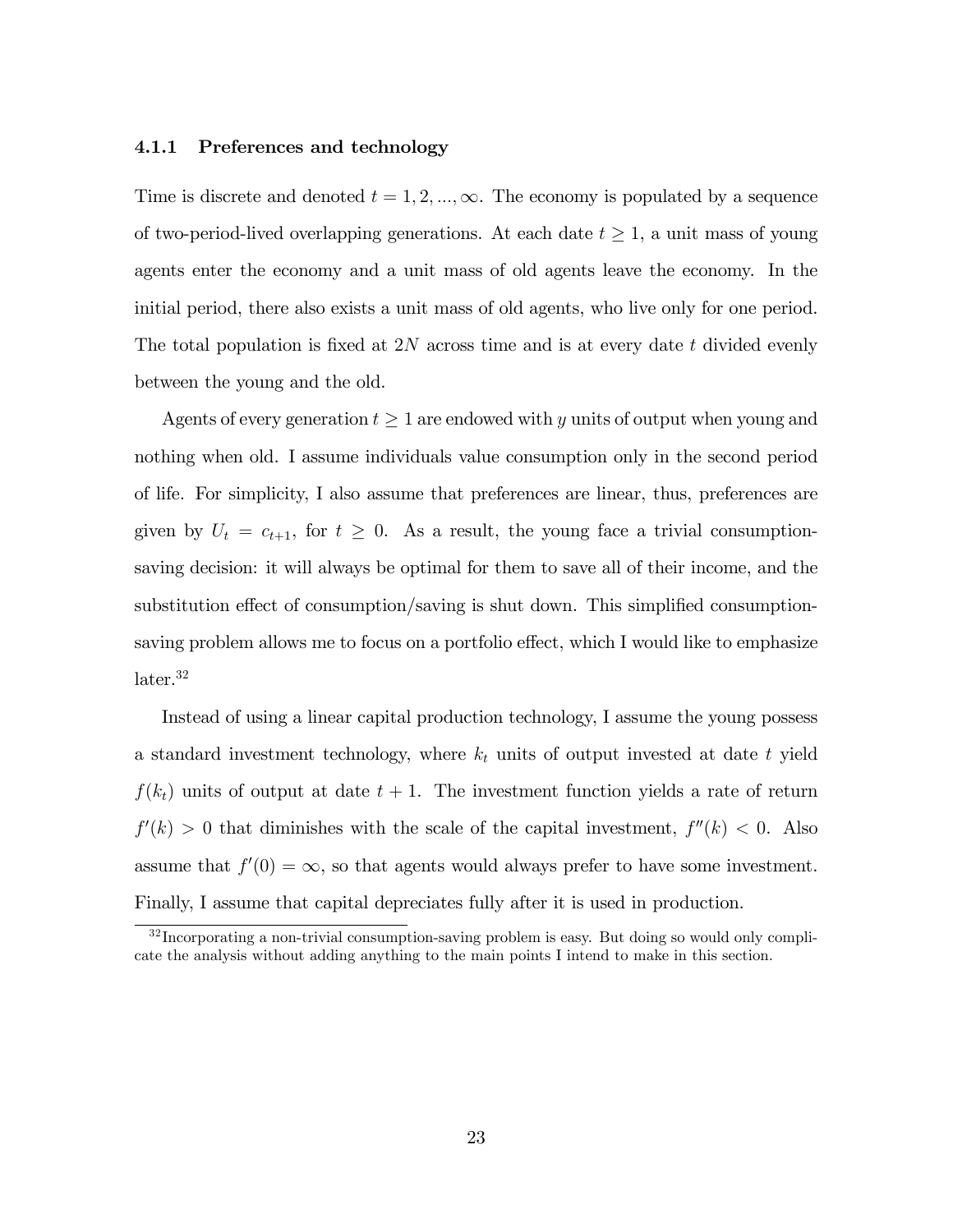#### 4.1.1 Preferences and technology

Time is discrete and denoted $t = 1, 2, ..., \infty$. The economy is populated by a sequence of two-period-lived overlapping generations. At each date $t \geq 1$, a unit mass of young agents enter the economy and a unit mass of old agents leave the economy. In the initial period, there also exists a unit mass of old agents, who live only for one period. The total population is fixed at $2N$ across time and is at every date $t$ divided evenly between the young and the old.

Agents of every generation $t \geq 1$ are endowed with $y$ units of output when young and nothing when old. I assume individuals value consumption only in the second period of life. For simplicity, I also assume that preferences are linear, thus, preferences are given by $U_t = c_{t+1}$, for $t \geq 0$. As a result, the young face a trivial consumption-saving decision: it will always be optimal for them to save all of their income, and the substitution effect of consumption/saving is shut down. This simplified consumption-saving problem allows me to focus on a portfolio effect, which I would like to emphasize later.[32]

Instead of using a linear capital production technology, I assume the young possess a standard investment technology, where $k_t$ units of output invested at date $t$ yield $f(k_t)$ units of output at date $t+1$. The investment function yields a rate of return $f'(k) > 0$ that diminishes with the scale of the capital investment, $f''(k) < 0$. Also assume that $f'(0) = \infty$, so that agents would always prefer to have some investment. Finally, I assume that capital depreciates fully after it is used in production.

[32] Incorporating a non-trivial consumption-saving problem is easy. But doing so would only complicate the analysis without adding anything to the main points I intend to make in this section.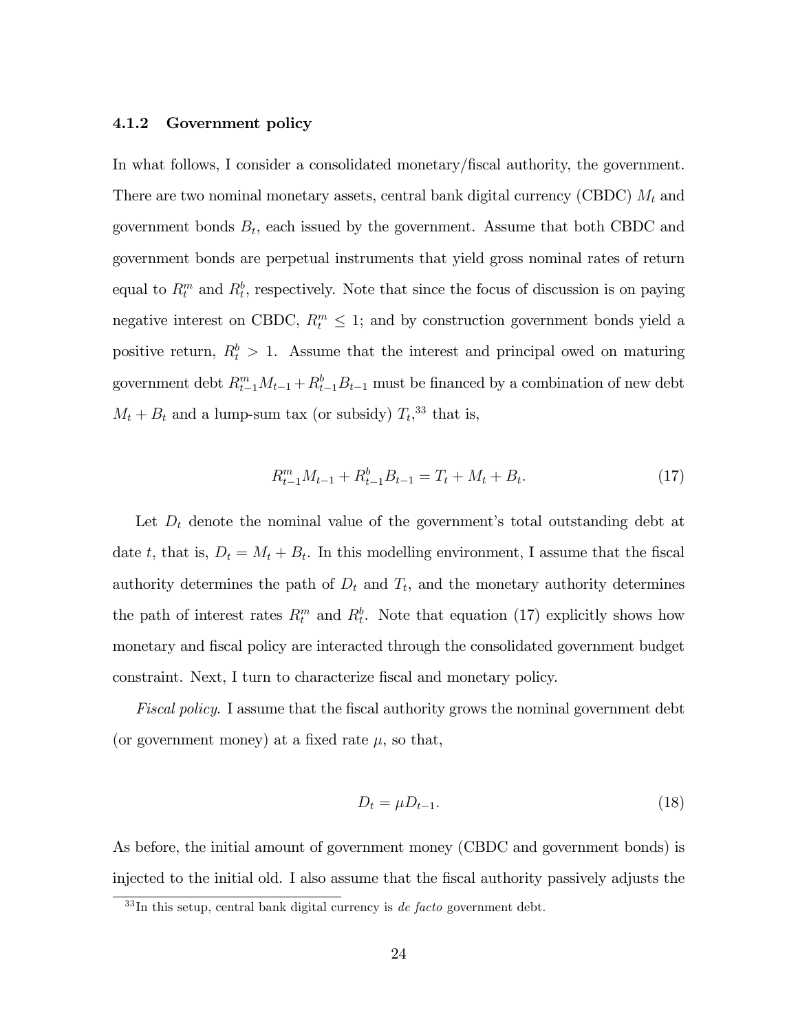### 4.1.2 Government policy

In what follows, I consider a consolidated monetary/fiscal authority, the government. There are two nominal monetary assets, central bank digital currency (CBDC) $M_t$ and government bonds $B_t$, each issued by the government. Assume that both CBDC and government bonds are perpetual instruments that yield gross nominal rates of return equal to $R_t^m$ and $R_t^b$, respectively. Note that since the focus of discussion is on paying negative interest on CBDC, $R_t^m \leq 1$; and by construction government bonds yield a positive return, $R_t^b > 1$. Assume that the interest and principal owed on maturing government debt $R_{t-1}^m M_{t-1} + R_{t-1}^b B_{t-1}$ must be financed by a combination of new debt $M_t + B_t$ and a lump-sum tax (or subsidy) $T_t$,[33] that is,

$$R_{t-1}^m M_{t-1} + R_{t-1}^b B_{t-1} = T_t + M_t + B_t. \tag{17}$$

Let $D_t$ denote the nominal value of the government's total outstanding debt at date $t$, that is, $D_t = M_t + B_t$. In this modelling environment, I assume that the fiscal authority determines the path of $D_t$ and $T_t$, and the monetary authority determines the path of interest rates $R_t^m$ and $R_t^b$. Note that equation (17) explicitly shows how monetary and fiscal policy are interacted through the consolidated government budget constraint. Next, I turn to characterize fiscal and monetary policy.

*Fiscal policy.* I assume that the fiscal authority grows the nominal government debt (or government money) at a fixed rate $\mu$, so that,

$$D_t = \mu D_{t-1}. \tag{18}$$

As before, the initial amount of government money (CBDC and government bonds) is injected to the initial old. I also assume that the fiscal authority passively adjusts the

[33] In this setup, central bank digital currency is *de facto* government debt.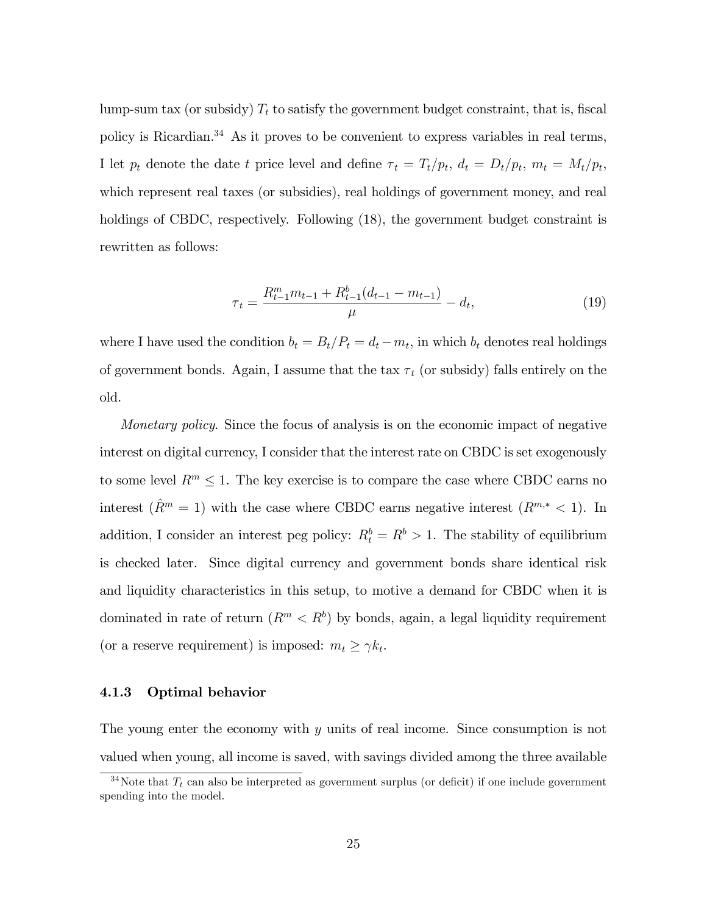lump-sum tax (or subsidy) $T_t$ to satisfy the government budget constraint, that is, fiscal policy is Ricardian.[34] As it proves to be convenient to express variables in real terms, I let $p_t$ denote the date $t$ price level and define $\tau_t = T_t/p_t$, $d_t = D_t/p_t$, $m_t = M_t/p_t$, which represent real taxes (or subsidies), real holdings of government money, and real holdings of CBDC, respectively. Following (18), the government budget constraint is rewritten as follows:

$$\tau_t = \frac{R^m_{t-1}m_{t-1} + R^b_{t-1}(d_{t-1} - m_{t-1})}{\mu} - d_t, \tag{19}$$

where I have used the condition $b_t = B_t/P_t = d_t - m_t$, in which $b_t$ denotes real holdings of government bonds. Again, I assume that the tax $\tau_t$ (or subsidy) falls entirely on the old.

*Monetary policy.* Since the focus of analysis is on the economic impact of negative interest on digital currency, I consider that the interest rate on CBDC is set exogenously to some level $R^m \leq 1$. The key exercise is to compare the case where CBDC earns no interest ($\hat{R}^m = 1$) with the case where CBDC earns negative interest ($R^{m,*} < 1$). In addition, I consider an interest peg policy: $R^b_t = R^b > 1$. The stability of equilibrium is checked later. Since digital currency and government bonds share identical risk and liquidity characteristics in this setup, to motive a demand for CBDC when it is dominated in rate of return ($R^m < R^b$) by bonds, again, a legal liquidity requirement (or a reserve requirement) is imposed: $m_t \geq \gamma k_t$.

### 4.1.3 Optimal behavior

The young enter the economy with $y$ units of real income. Since consumption is not valued when young, all income is saved, with savings divided among the three available

[34] Note that $T_t$ can also be interpreted as government surplus (or deficit) if one include government spending into the model.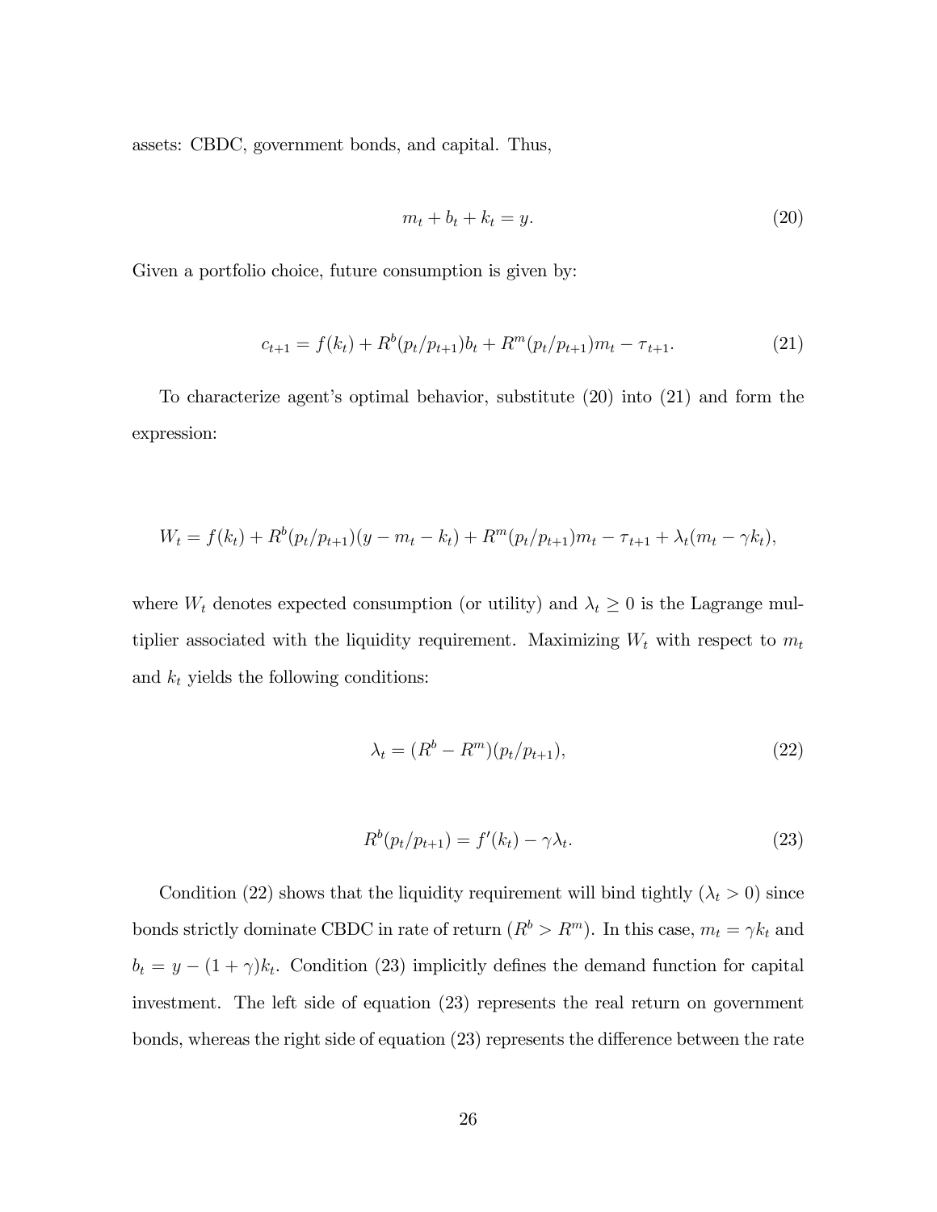assets: CBDC, government bonds, and capital. Thus,

$$m_t + b_t + k_t = y. \tag{20}$$

Given a portfolio choice, future consumption is given by:

$$c_{t+1} = f(k_t) + R^b(p_t/p_{t+1})b_t + R^m(p_t/p_{t+1})m_t - \tau_{t+1}. \tag{21}$$

To characterize agent's optimal behavior, substitute (20) into (21) and form the expression:

$$W_t = f(k_t) + R^b(p_t/p_{t+1})(y - m_t - k_t) + R^m(p_t/p_{t+1})m_t - \tau_{t+1} + \lambda_t(m_t - \gamma k_t),$$

where $W_t$ denotes expected consumption (or utility) and $\lambda_t \geq 0$ is the Lagrange multiplier associated with the liquidity requirement. Maximizing $W_t$ with respect to $m_t$ and $k_t$ yields the following conditions:

$$\lambda_t = (R^b - R^m)(p_t/p_{t+1}), \tag{22}$$

$$R^b(p_t/p_{t+1}) = f'(k_t) - \gamma\lambda_t. \tag{23}$$

Condition (22) shows that the liquidity requirement will bind tightly ($\lambda_t > 0$) since bonds strictly dominate CBDC in rate of return ($R^b > R^m$). In this case, $m_t = \gamma k_t$ and $b_t = y - (1+\gamma)k_t$. Condition (23) implicitly defines the demand function for capital investment. The left side of equation (23) represents the real return on government bonds, whereas the right side of equation (23) represents the difference between the rate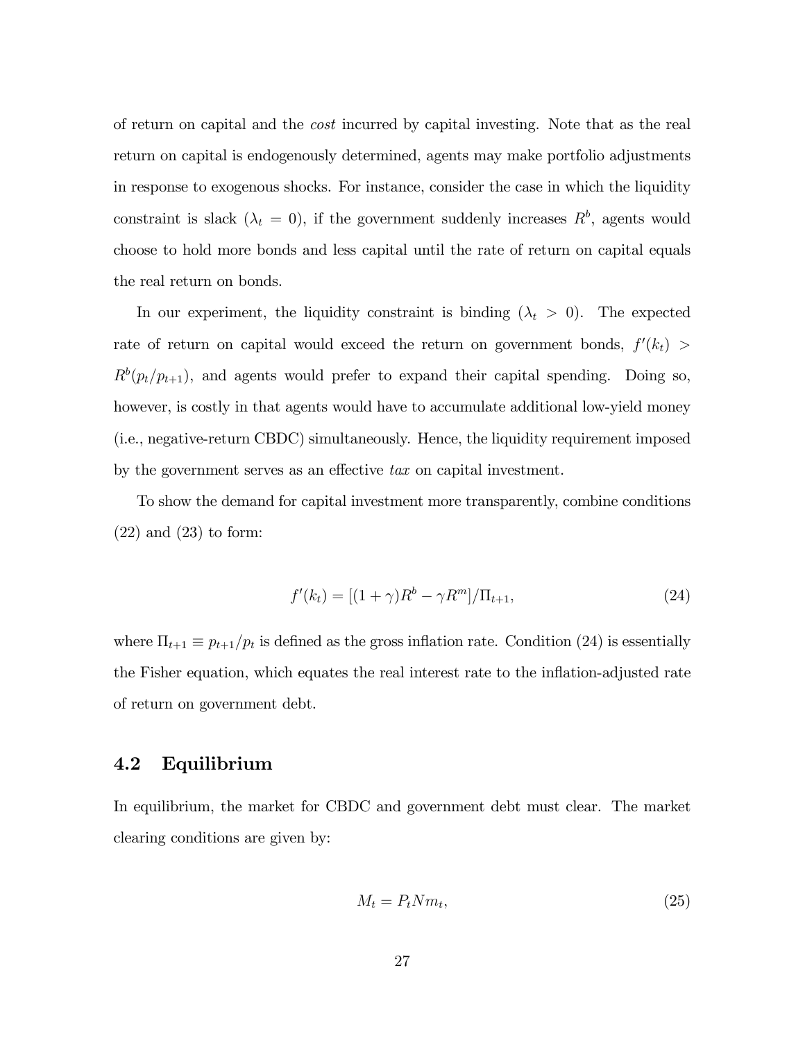of return on capital and the *cost* incurred by capital investing. Note that as the real return on capital is endogenously determined, agents may make portfolio adjustments in response to exogenous shocks. For instance, consider the case in which the liquidity constraint is slack ($\lambda_t = 0$), if the government suddenly increases $R^b$, agents would choose to hold more bonds and less capital until the rate of return on capital equals the real return on bonds.

In our experiment, the liquidity constraint is binding ($\lambda_t > 0$). The expected rate of return on capital would exceed the return on government bonds, $f'(k_t) > R^b(p_t/p_{t+1})$, and agents would prefer to expand their capital spending. Doing so, however, is costly in that agents would have to accumulate additional low-yield money (i.e., negative-return CBDC) simultaneously. Hence, the liquidity requirement imposed by the government serves as an effective *tax* on capital investment.

To show the demand for capital investment more transparently, combine conditions (22) and (23) to form:

$$f'(k_t) = [(1+\gamma)R^b - \gamma R^m]/\Pi_{t+1}, \tag{24}$$

where $\Pi_{t+1} \equiv p_{t+1}/p_t$ is defined as the gross inflation rate. Condition (24) is essentially the Fisher equation, which equates the real interest rate to the inflation-adjusted rate of return on government debt.

## 4.2 Equilibrium

In equilibrium, the market for CBDC and government debt must clear. The market clearing conditions are given by:

$$M_t = P_t N m_t, \tag{25}$$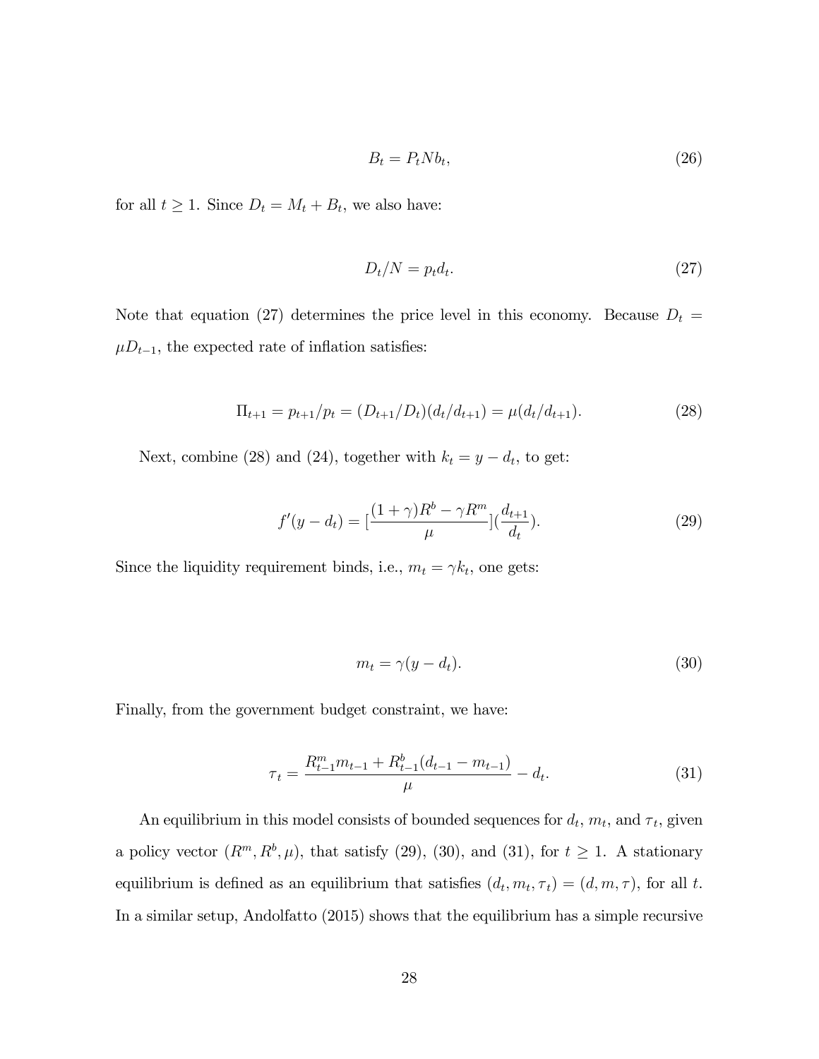$$B_t = P_t N b_t, \tag{26}$$

for all $t \geq 1$. Since $D_t = M_t + B_t$, we also have:

$$D_t / N = p_t d_t. \tag{27}$$

Note that equation (27) determines the price level in this economy. Because $D_t = \mu D_{t-1}$, the expected rate of inflation satisfies:

$$\Pi_{t+1} = p_{t+1}/p_t = (D_{t+1}/D_t)(d_t/d_{t+1}) = \mu(d_t/d_{t+1}). \tag{28}$$

Next, combine (28) and (24), together with $k_t = y - d_t$, to get:

$$f'(y - d_t) = [\frac{(1+\gamma)R^b - \gamma R^m}{\mu}](\frac{d_{t+1}}{d_t}). \tag{29}$$

Since the liquidity requirement binds, i.e., $m_t = \gamma k_t$, one gets:

$$m_t = \gamma(y - d_t). \tag{30}$$

Finally, from the government budget constraint, we have:

$$\tau_t = \frac{R^m_{t-1} m_{t-1} + R^b_{t-1}(d_{t-1} - m_{t-1})}{\mu} - d_t. \tag{31}$$

An equilibrium in this model consists of bounded sequences for $d_t$, $m_t$, and $\tau_t$, given a policy vector $(R^m, R^b, \mu)$, that satisfy (29), (30), and (31), for $t \geq 1$. A stationary equilibrium is defined as an equilibrium that satisfies $(d_t, m_t, \tau_t) = (d, m, \tau)$, for all $t$. In a similar setup, Andolfatto (2015) shows that the equilibrium has a simple recursive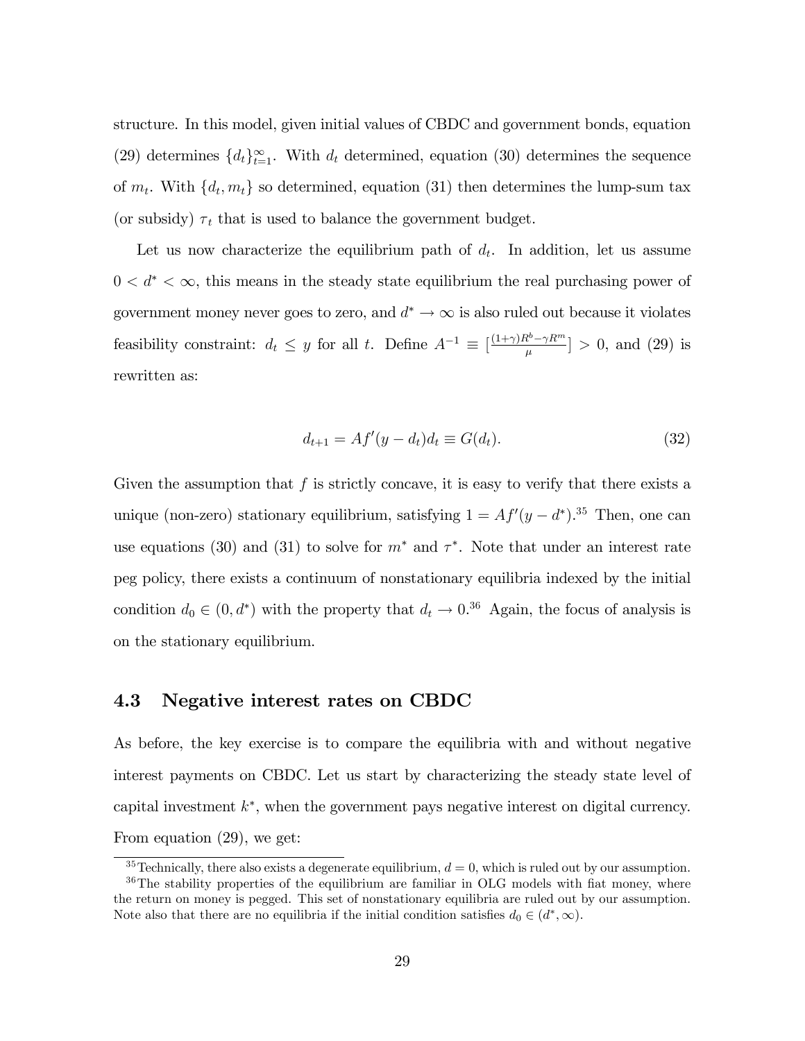structure. In this model, given initial values of CBDC and government bonds, equation (29) determines $\{d_t\}_{t=1}^{\infty}$. With $d_t$ determined, equation (30) determines the sequence of $m_t$. With $\{d_t, m_t\}$ so determined, equation (31) then determines the lump-sum tax (or subsidy) $\tau_t$ that is used to balance the government budget.

Let us now characterize the equilibrium path of $d_t$. In addition, let us assume $0 < d^* < \infty$, this means in the steady state equilibrium the real purchasing power of government money never goes to zero, and $d^* \to \infty$ is also ruled out because it violates feasibility constraint: $d_t \leq y$ for all $t$. Define $A^{-1} \equiv [\frac{(1+\gamma)R^b - \gamma R^m}{\mu}] > 0$, and (29) is rewritten as:

$$d_{t+1} = Af'(y - d_t)d_t \equiv G(d_t). \tag{32}$$

Given the assumption that $f$ is strictly concave, it is easy to verify that there exists a unique (non-zero) stationary equilibrium, satisfying $1 = Af'(y - d^*)$.[35] Then, one can use equations (30) and (31) to solve for $m^*$ and $\tau^*$. Note that under an interest rate peg policy, there exists a continuum of nonstationary equilibria indexed by the initial condition $d_0 \in (0, d^*)$ with the property that $d_t \to 0$.[36] Again, the focus of analysis is on the stationary equilibrium.

### 4.3 Negative interest rates on CBDC

As before, the key exercise is to compare the equilibria with and without negative interest payments on CBDC. Let us start by characterizing the steady state level of capital investment $k^*$, when the government pays negative interest on digital currency. From equation (29), we get:

[35] Technically, there also exists a degenerate equilibrium, $d = 0$, which is ruled out by our assumption.

[36] The stability properties of the equilibrium are familiar in OLG models with fiat money, where the return on money is pegged. This set of nonstationary equilibria are ruled out by our assumption. Note also that there are no equilibria if the initial condition satisfies $d_0 \in (d^*, \infty)$.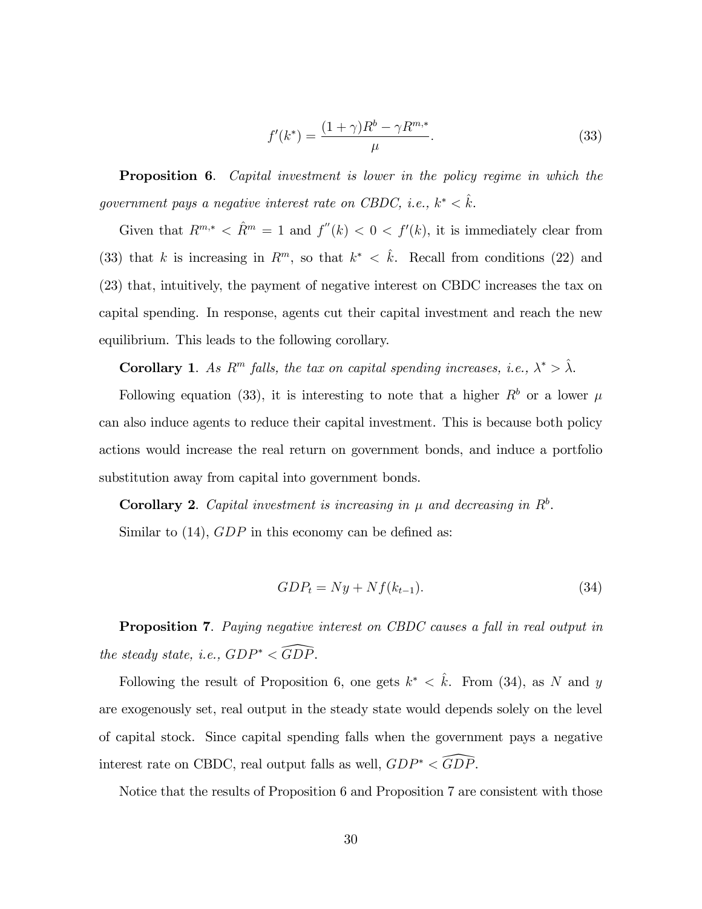$$f'(k^*) = \frac{(1+\gamma)R^b - \gamma R^{m,*}}{\mu}. \tag{33}$$

**Proposition 6**. *Capital investment is lower in the policy regime in which the government pays a negative interest rate on CBDC, i.e., $k^* < \hat{k}$.*

Given that $R^{m,*} < \hat{R}^m = 1$ and $f''(k) < 0 < f'(k)$, it is immediately clear from (33) that $k$ is increasing in $R^m$, so that $k^* < \hat{k}$. Recall from conditions (22) and (23) that, intuitively, the payment of negative interest on CBDC increases the tax on capital spending. In response, agents cut their capital investment and reach the new equilibrium. This leads to the following corollary.

**Corollary 1**. *As $R^m$ falls, the tax on capital spending increases, i.e., $\lambda^* > \hat{\lambda}$.*

Following equation (33), it is interesting to note that a higher $R^b$ or a lower $\mu$ can also induce agents to reduce their capital investment. This is because both policy actions would increase the real return on government bonds, and induce a portfolio substitution away from capital into government bonds.

**Corollary 2**. *Capital investment is increasing in $\mu$ and decreasing in $R^b$.*

Similar to (14), $GDP$ in this economy can be defined as:

$$GDP_t = Ny + Nf(k_{t-1}). \tag{34}$$

**Proposition 7**. *Paying negative interest on CBDC causes a fall in real output in the steady state, i.e., $GDP^* < \widehat{GDP}$.*

Following the result of Proposition 6, one gets $k^* < \hat{k}$. From (34), as $N$ and $y$ are exogenously set, real output in the steady state would depends solely on the level of capital stock. Since capital spending falls when the government pays a negative interest rate on CBDC, real output falls as well, $GDP^* < \widehat{GDP}$.

Notice that the results of Proposition 6 and Proposition 7 are consistent with those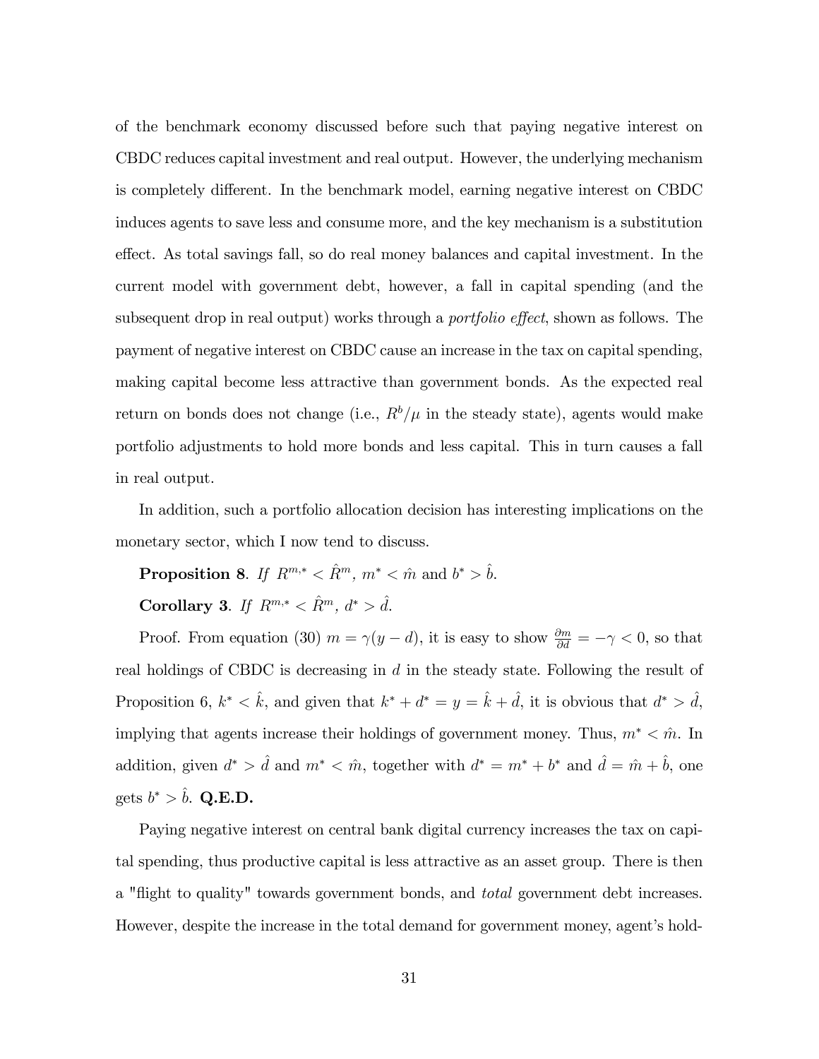of the benchmark economy discussed before such that paying negative interest on CBDC reduces capital investment and real output. However, the underlying mechanism is completely different. In the benchmark model, earning negative interest on CBDC induces agents to save less and consume more, and the key mechanism is a substitution effect. As total savings fall, so do real money balances and capital investment. In the current model with government debt, however, a fall in capital spending (and the subsequent drop in real output) works through a *portfolio effect*, shown as follows. The payment of negative interest on CBDC cause an increase in the tax on capital spending, making capital become less attractive than government bonds. As the expected real return on bonds does not change (i.e., $R^b/\mu$ in the steady state), agents would make portfolio adjustments to hold more bonds and less capital. This in turn causes a fall in real output.

In addition, such a portfolio allocation decision has interesting implications on the monetary sector, which I now tend to discuss.

**Proposition 8**. *If* $R^{m,*} < \hat{R}^m$, $m^* < \hat{m}$ and $b^* > \hat{b}$.

**Corollary 3**. *If* $R^{m,*} < \hat{R}^m$, $d^* > \hat{d}$.

Proof. From equation (30) $m = \gamma(y - d)$, it is easy to show $\frac{\partial m}{\partial d} = -\gamma < 0$, so that real holdings of CBDC is decreasing in $d$ in the steady state. Following the result of Proposition 6, $k^* < \hat{k}$, and given that $k^* + d^* = y = \hat{k} + \hat{d}$, it is obvious that $d^* > \hat{d}$, implying that agents increase their holdings of government money. Thus, $m^* < \hat{m}$. In addition, given $d^* > \hat{d}$ and $m^* < \hat{m}$, together with $d^* = m^* + b^*$ and $\hat{d} = \hat{m} + \hat{b}$, one gets $b^* > \hat{b}$. **Q.E.D.**

Paying negative interest on central bank digital currency increases the tax on capital spending, thus productive capital is less attractive as an asset group. There is then a "flight to quality" towards government bonds, and *total* government debt increases. However, despite the increase in the total demand for government money, agent's hold-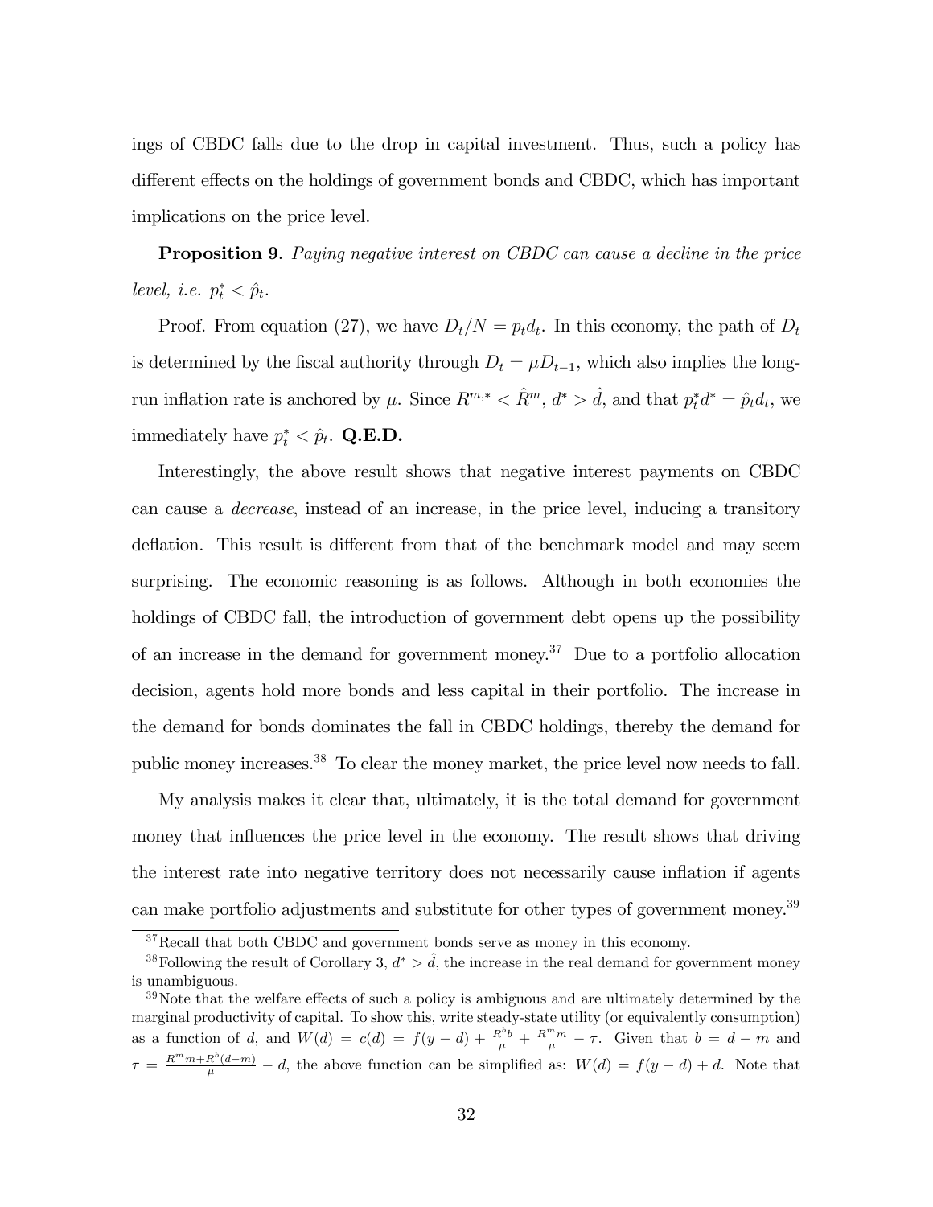ings of CBDC falls due to the drop in capital investment. Thus, such a policy has different effects on the holdings of government bonds and CBDC, which has important implications on the price level.

**Proposition 9**. *Paying negative interest on CBDC can cause a decline in the price level, i.e.* $p_t^* < \hat{p}_t$.

Proof. From equation (27), we have $D_t/N = p_t d_t$. In this economy, the path of $D_t$ is determined by the fiscal authority through $D_t = \mu D_{t-1}$, which also implies the long-run inflation rate is anchored by $\mu$. Since $R^{m,*} < \hat{R}^m$, $d^* > \hat{d}$, and that $p_t^* d^* = \hat{p}_t d_t$, we immediately have $p_t^* < \hat{p}_t$. **Q.E.D.**

Interestingly, the above result shows that negative interest payments on CBDC can cause a *decrease*, instead of an increase, in the price level, inducing a transitory deflation. This result is different from that of the benchmark model and may seem surprising. The economic reasoning is as follows. Although in both economies the holdings of CBDC fall, the introduction of government debt opens up the possibility of an increase in the demand for government money.[37] Due to a portfolio allocation decision, agents hold more bonds and less capital in their portfolio. The increase in the demand for bonds dominates the fall in CBDC holdings, thereby the demand for public money increases.[38] To clear the money market, the price level now needs to fall.

My analysis makes it clear that, ultimately, it is the total demand for government money that influences the price level in the economy. The result shows that driving the interest rate into negative territory does not necessarily cause inflation if agents can make portfolio adjustments and substitute for other types of government money.[39]

[37] Recall that both CBDC and government bonds serve as money in this economy.

[38] Following the result of Corollary 3, $d^* > \hat{d}$, the increase in the real demand for government money is unambiguous.

[39] Note that the welfare effects of such a policy is ambiguous and are ultimately determined by the marginal productivity of capital. To show this, write steady-state utility (or equivalently consumption) as a function of $d$, and $W(d) = c(d) = f(y-d) + \frac{R^b b}{\mu} + \frac{R^m m}{\mu} - \tau$. Given that $b = d - m$ and $\tau = \frac{R^m m + R^b(d-m)}{\mu} - d$, the above function can be simplified as: $W(d) = f(y-d) + d$. Note that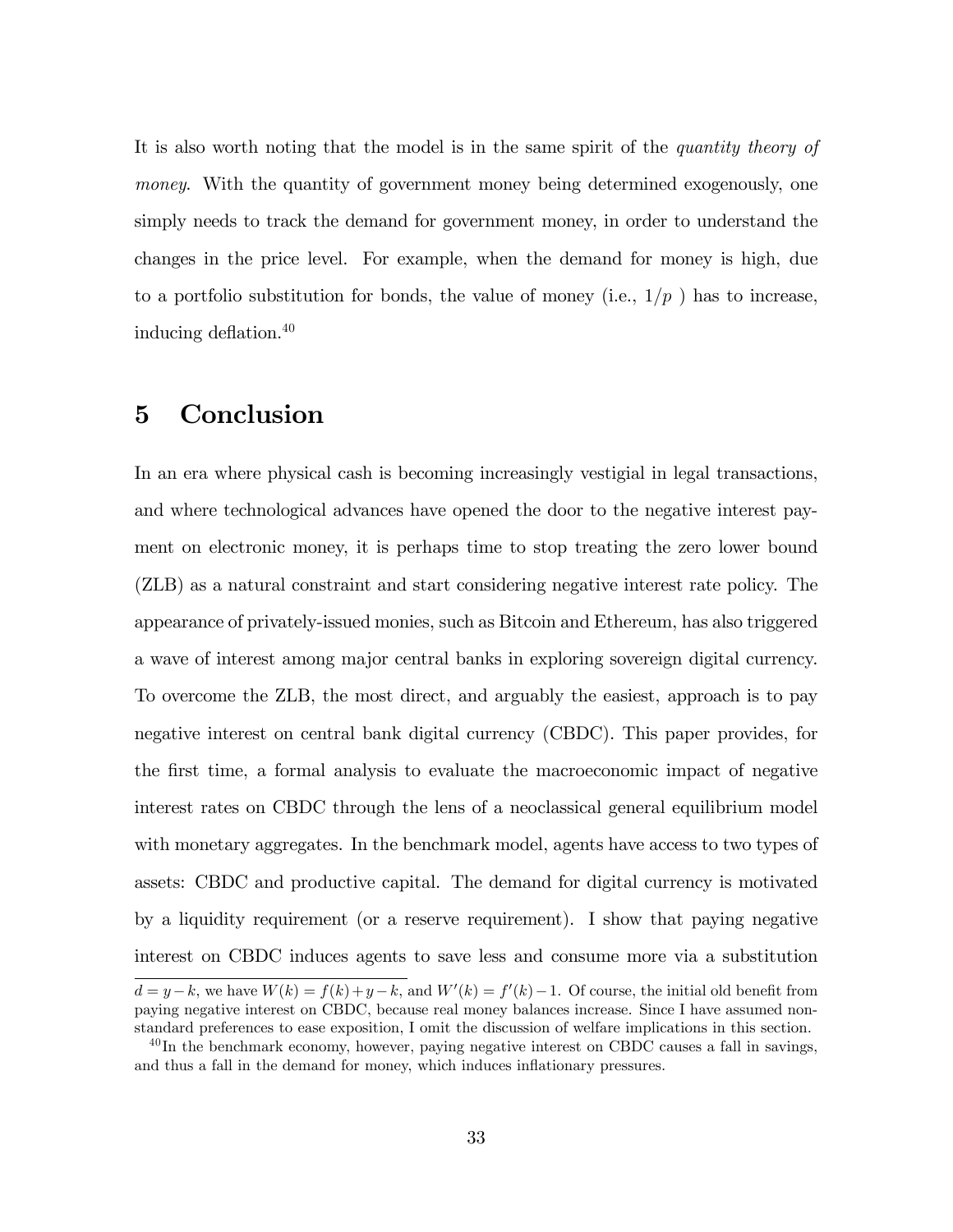It is also worth noting that the model is in the same spirit of the *quantity theory of money*. With the quantity of government money being determined exogenously, one simply needs to track the demand for government money, in order to understand the changes in the price level. For example, when the demand for money is high, due to a portfolio substitution for bonds, the value of money (i.e., $1/p$ ) has to increase, inducing deflation.[40]

# 5 Conclusion

In an era where physical cash is becoming increasingly vestigial in legal transactions, and where technological advances have opened the door to the negative interest payment on electronic money, it is perhaps time to stop treating the zero lower bound (ZLB) as a natural constraint and start considering negative interest rate policy. The appearance of privately-issued monies, such as Bitcoin and Ethereum, has also triggered a wave of interest among major central banks in exploring sovereign digital currency. To overcome the ZLB, the most direct, and arguably the easiest, approach is to pay negative interest on central bank digital currency (CBDC). This paper provides, for the first time, a formal analysis to evaluate the macroeconomic impact of negative interest rates on CBDC through the lens of a neoclassical general equilibrium model with monetary aggregates. In the benchmark model, agents have access to two types of assets: CBDC and productive capital. The demand for digital currency is motivated by a liquidity requirement (or a reserve requirement). I show that paying negative interest on CBDC induces agents to save less and consume more via a substitution

---

$d = y - k$, we have $W(k) = f(k) + y - k$, and $W'(k) = f'(k) - 1$. Of course, the initial old benefit from paying negative interest on CBDC, because real money balances increase. Since I have assumed non-standard preferences to ease exposition, I omit the discussion of welfare implications in this section.

[40] In the benchmark economy, however, paying negative interest on CBDC causes a fall in savings, and thus a fall in the demand for money, which induces inflationary pressures.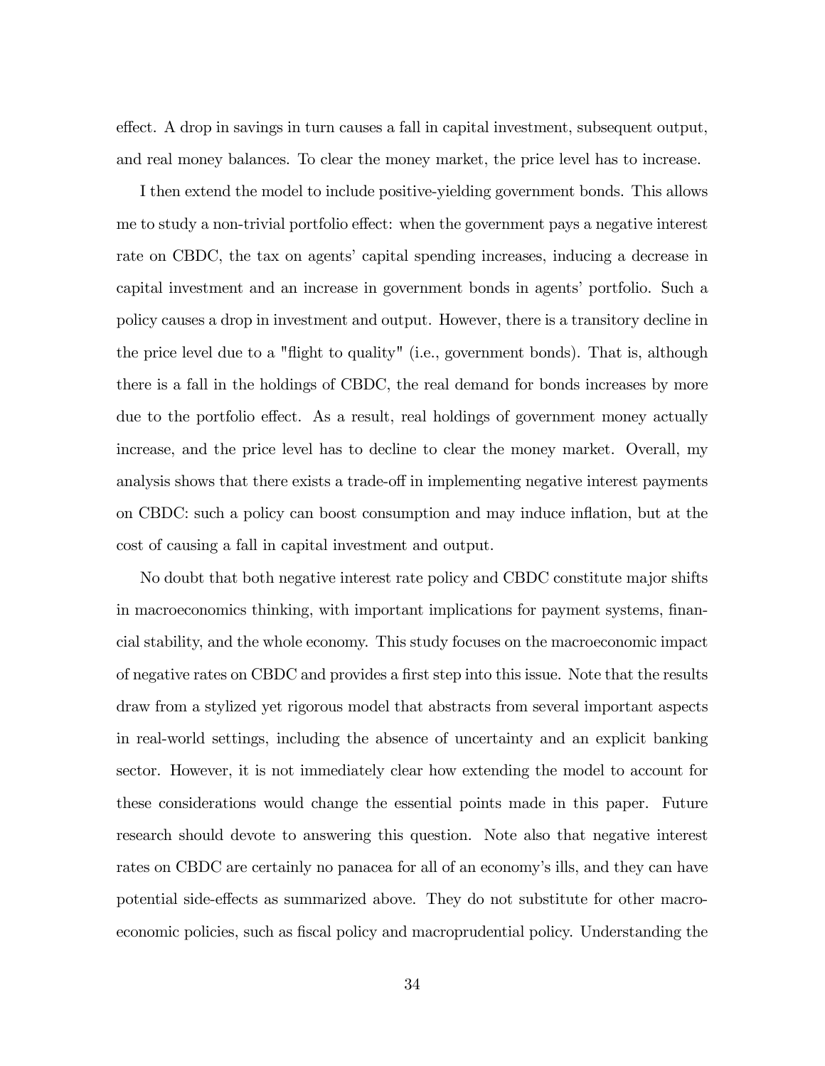effect. A drop in savings in turn causes a fall in capital investment, subsequent output, and real money balances. To clear the money market, the price level has to increase.

I then extend the model to include positive-yielding government bonds. This allows me to study a non-trivial portfolio effect: when the government pays a negative interest rate on CBDC, the tax on agents' capital spending increases, inducing a decrease in capital investment and an increase in government bonds in agents' portfolio. Such a policy causes a drop in investment and output. However, there is a transitory decline in the price level due to a "flight to quality" (i.e., government bonds). That is, although there is a fall in the holdings of CBDC, the real demand for bonds increases by more due to the portfolio effect. As a result, real holdings of government money actually increase, and the price level has to decline to clear the money market. Overall, my analysis shows that there exists a trade-off in implementing negative interest payments on CBDC: such a policy can boost consumption and may induce inflation, but at the cost of causing a fall in capital investment and output.

No doubt that both negative interest rate policy and CBDC constitute major shifts in macroeconomics thinking, with important implications for payment systems, financial stability, and the whole economy. This study focuses on the macroeconomic impact of negative rates on CBDC and provides a first step into this issue. Note that the results draw from a stylized yet rigorous model that abstracts from several important aspects in real-world settings, including the absence of uncertainty and an explicit banking sector. However, it is not immediately clear how extending the model to account for these considerations would change the essential points made in this paper. Future research should devote to answering this question. Note also that negative interest rates on CBDC are certainly no panacea for all of an economy's ills, and they can have potential side-effects as summarized above. They do not substitute for other macroeconomic policies, such as fiscal policy and macroprudential policy. Understanding the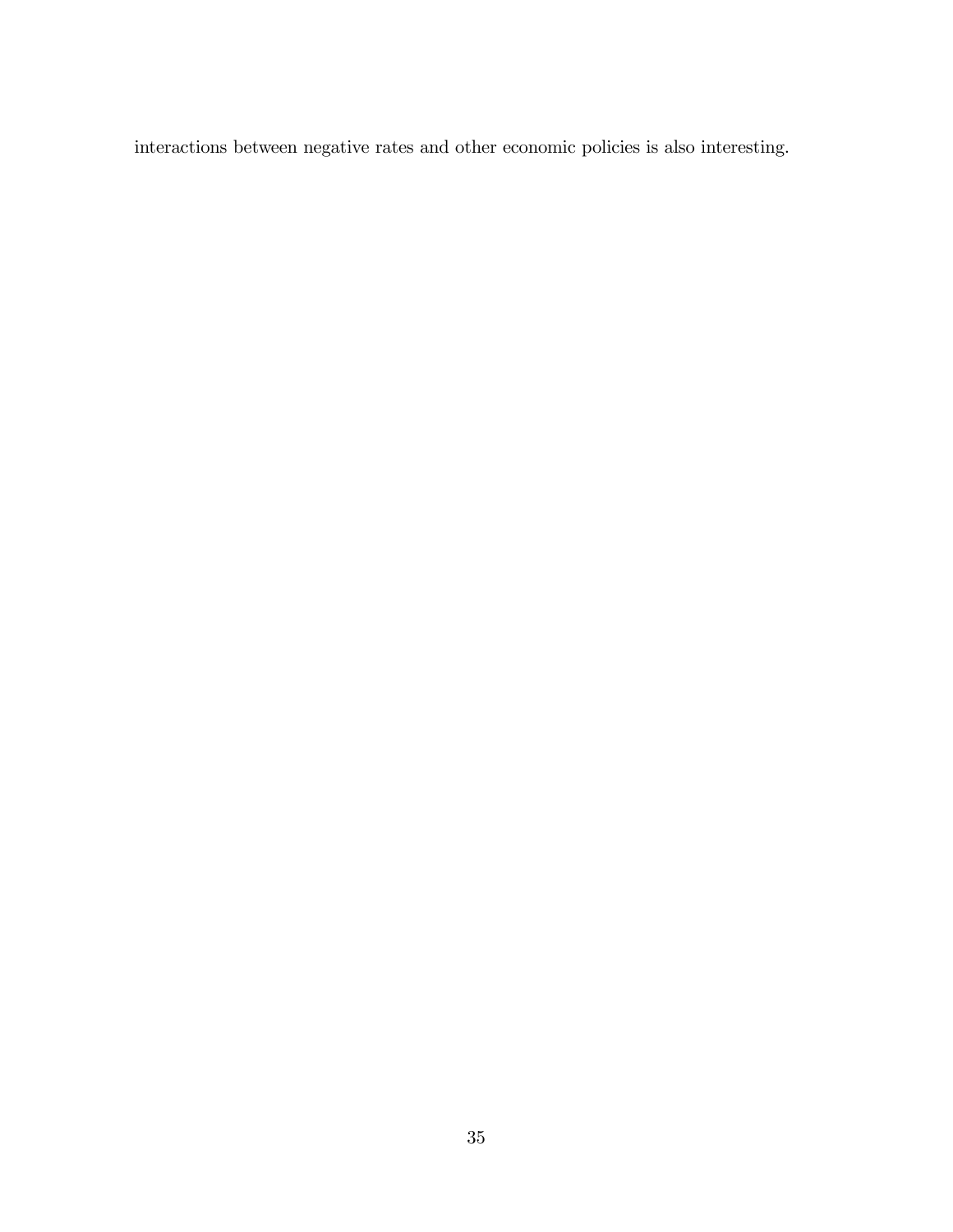interactions between negative rates and other economic policies is also interesting.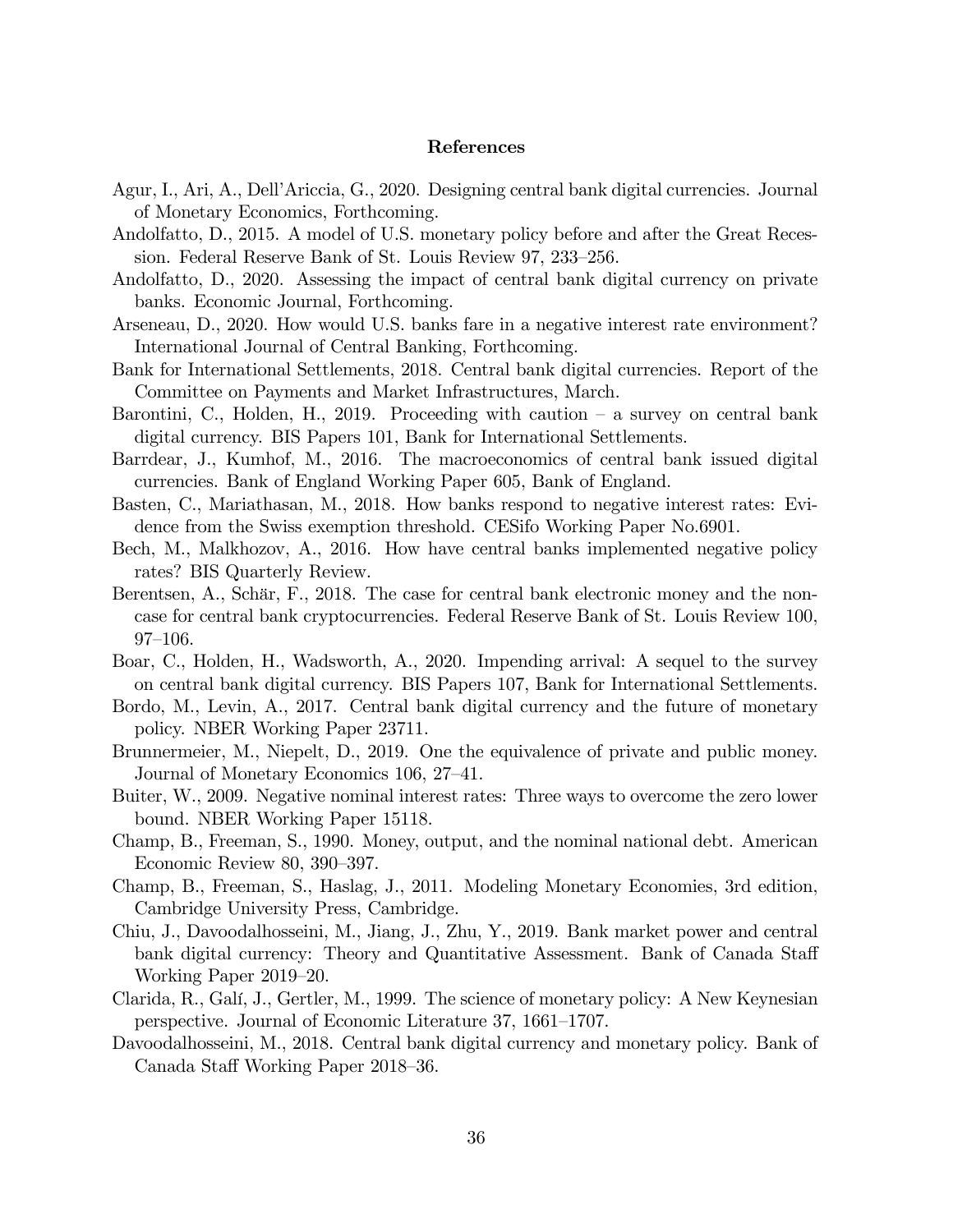# References

Agur, I., Ari, A., Dell'Ariccia, G., 2020. Designing central bank digital currencies. Journal of Monetary Economics, Forthcoming.

Andolfatto, D., 2015. A model of U.S. monetary policy before and after the Great Recession. Federal Reserve Bank of St. Louis Review 97, 233–256.

Andolfatto, D., 2020. Assessing the impact of central bank digital currency on private banks. Economic Journal, Forthcoming.

Arseneau, D., 2020. How would U.S. banks fare in a negative interest rate environment? International Journal of Central Banking, Forthcoming.

Bank for International Settlements, 2018. Central bank digital currencies. Report of the Committee on Payments and Market Infrastructures, March.

Barontini, C., Holden, H., 2019. Proceeding with caution – a survey on central bank digital currency. BIS Papers 101, Bank for International Settlements.

Barrdear, J., Kumhof, M., 2016. The macroeconomics of central bank issued digital currencies. Bank of England Working Paper 605, Bank of England.

Basten, C., Mariathasan, M., 2018. How banks respond to negative interest rates: Evidence from the Swiss exemption threshold. CESifo Working Paper No.6901.

Bech, M., Malkhozov, A., 2016. How have central banks implemented negative policy rates? BIS Quarterly Review.

Berentsen, A., Schär, F., 2018. The case for central bank electronic money and the non-case for central bank cryptocurrencies. Federal Reserve Bank of St. Louis Review 100, 97–106.

Boar, C., Holden, H., Wadsworth, A., 2020. Impending arrival: A sequel to the survey on central bank digital currency. BIS Papers 107, Bank for International Settlements.

Bordo, M., Levin, A., 2017. Central bank digital currency and the future of monetary policy. NBER Working Paper 23711.

Brunnermeier, M., Niepelt, D., 2019. One the equivalence of private and public money. Journal of Monetary Economics 106, 27–41.

Buiter, W., 2009. Negative nominal interest rates: Three ways to overcome the zero lower bound. NBER Working Paper 15118.

Champ, B., Freeman, S., 1990. Money, output, and the nominal national debt. American Economic Review 80, 390–397.

Champ, B., Freeman, S., Haslag, J., 2011. Modeling Monetary Economies, 3rd edition, Cambridge University Press, Cambridge.

Chiu, J., Davoodalhosseini, M., Jiang, J., Zhu, Y., 2019. Bank market power and central bank digital currency: Theory and Quantitative Assessment. Bank of Canada Staff Working Paper 2019–20.

Clarida, R., Galí, J., Gertler, M., 1999. The science of monetary policy: A New Keynesian perspective. Journal of Economic Literature 37, 1661–1707.

Davoodalhosseini, M., 2018. Central bank digital currency and monetary policy. Bank of Canada Staff Working Paper 2018–36.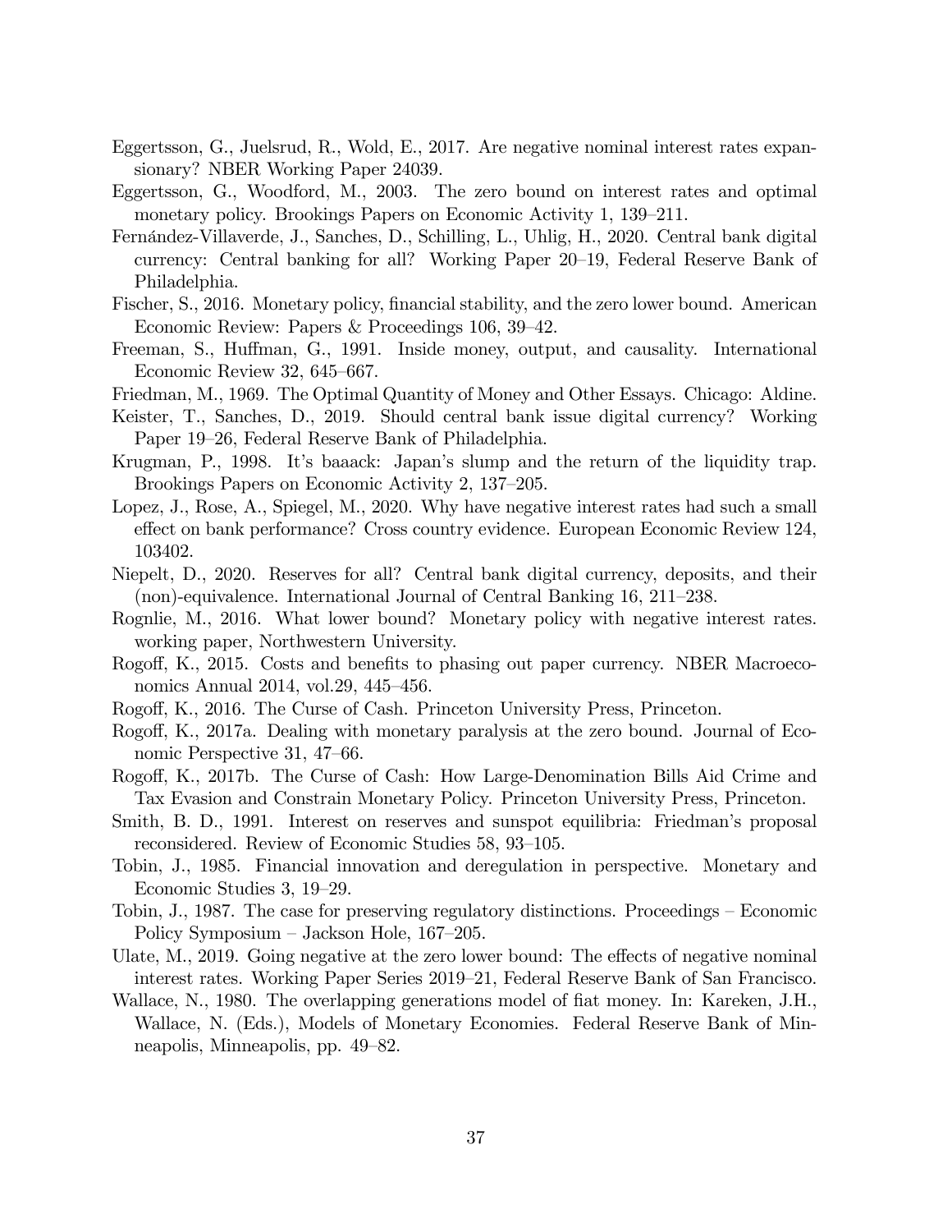Eggertsson, G., Juelsrud, R., Wold, E., 2017. Are negative nominal interest rates expansionary? NBER Working Paper 24039.

Eggertsson, G., Woodford, M., 2003. The zero bound on interest rates and optimal monetary policy. Brookings Papers on Economic Activity 1, 139–211.

Fernández-Villaverde, J., Sanches, D., Schilling, L., Uhlig, H., 2020. Central bank digital currency: Central banking for all? Working Paper 20–19, Federal Reserve Bank of Philadelphia.

Fischer, S., 2016. Monetary policy, financial stability, and the zero lower bound. American Economic Review: Papers & Proceedings 106, 39–42.

Freeman, S., Huffman, G., 1991. Inside money, output, and causality. International Economic Review 32, 645–667.

Friedman, M., 1969. The Optimal Quantity of Money and Other Essays. Chicago: Aldine.

Keister, T., Sanches, D., 2019. Should central bank issue digital currency? Working Paper 19–26, Federal Reserve Bank of Philadelphia.

Krugman, P., 1998. It's baaack: Japan's slump and the return of the liquidity trap. Brookings Papers on Economic Activity 2, 137–205.

Lopez, J., Rose, A., Spiegel, M., 2020. Why have negative interest rates had such a small effect on bank performance? Cross country evidence. European Economic Review 124, 103402.

Niepelt, D., 2020. Reserves for all? Central bank digital currency, deposits, and their (non)-equivalence. International Journal of Central Banking 16, 211–238.

Rognlie, M., 2016. What lower bound? Monetary policy with negative interest rates. working paper, Northwestern University.

Rogoff, K., 2015. Costs and benefits to phasing out paper currency. NBER Macroeconomics Annual 2014, vol.29, 445–456.

Rogoff, K., 2016. The Curse of Cash. Princeton University Press, Princeton.

Rogoff, K., 2017a. Dealing with monetary paralysis at the zero bound. Journal of Economic Perspective 31, 47–66.

Rogoff, K., 2017b. The Curse of Cash: How Large-Denomination Bills Aid Crime and Tax Evasion and Constrain Monetary Policy. Princeton University Press, Princeton.

Smith, B. D., 1991. Interest on reserves and sunspot equilibria: Friedman's proposal reconsidered. Review of Economic Studies 58, 93–105.

Tobin, J., 1985. Financial innovation and deregulation in perspective. Monetary and Economic Studies 3, 19–29.

Tobin, J., 1987. The case for preserving regulatory distinctions. Proceedings – Economic Policy Symposium – Jackson Hole, 167–205.

Ulate, M., 2019. Going negative at the zero lower bound: The effects of negative nominal interest rates. Working Paper Series 2019–21, Federal Reserve Bank of San Francisco.

Wallace, N., 1980. The overlapping generations model of fiat money. In: Kareken, J.H., Wallace, N. (Eds.), Models of Monetary Economies. Federal Reserve Bank of Minneapolis, Minneapolis, pp. 49–82.